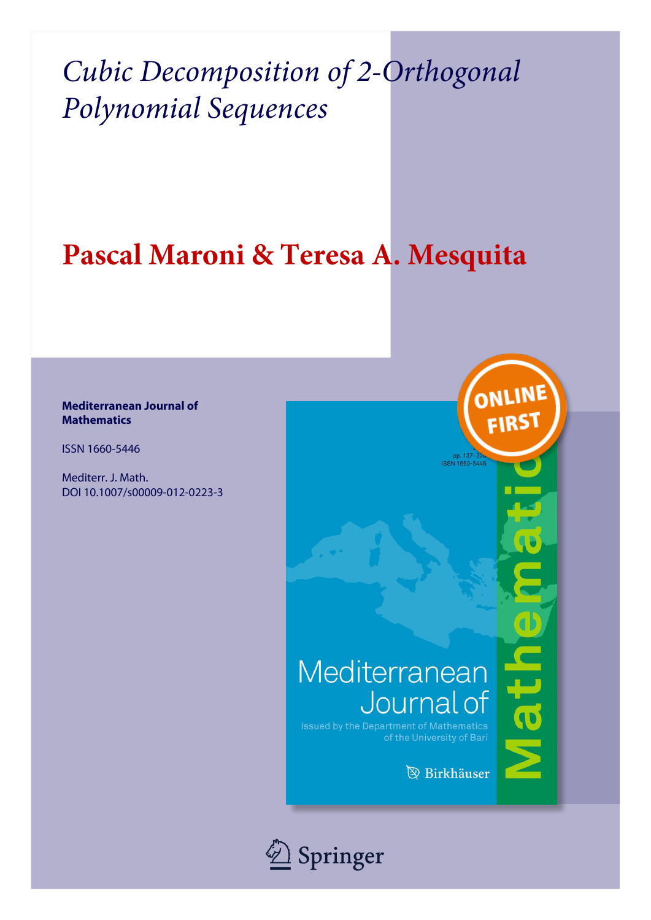# *Cubic Decomposition of 2-Orthogonal Polynomial Sequences*

## Pascal Maroni & Teresa A. Mesquita

**Mediterranean Journal of Mathematics**

ISSN 1660-5446

Mediterr. J. Math.
DOI 10.1007/s00009-012-0223-3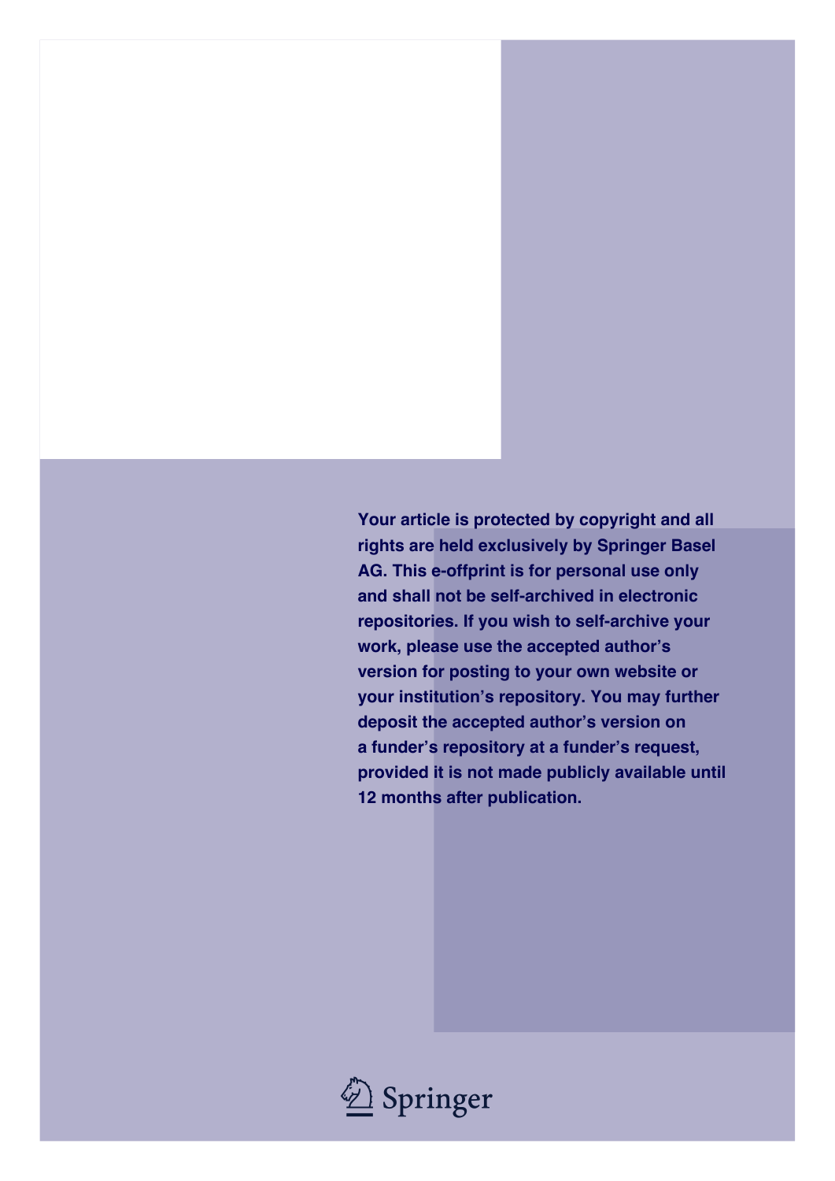Your article is protected by copyright and all rights are held exclusively by Springer Basel AG. This e-offprint is for personal use only and shall not be self-archived in electronic repositories. If you wish to self-archive your work, please use the accepted author's version for posting to your own website or your institution's repository. You may further deposit the accepted author's version on a funder's repository at a funder's request, provided it is not made publicly available until 12 months after publication.

Springer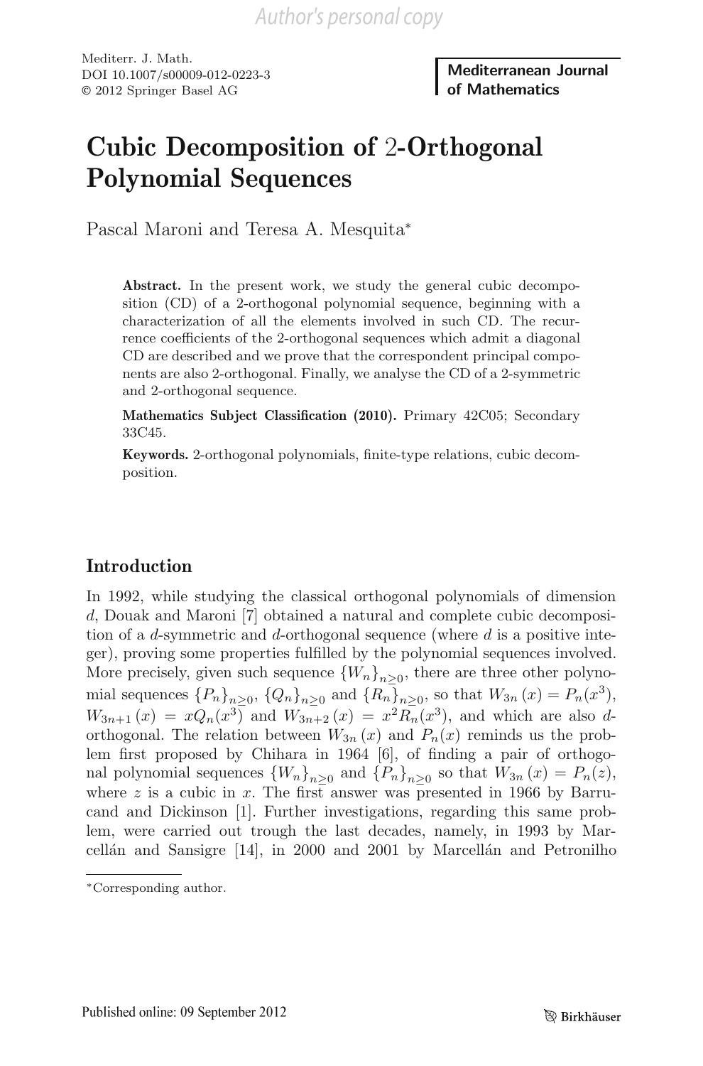# Cubic Decomposition of 2-Orthogonal Polynomial Sequences

Pascal Maroni and Teresa A. Mesquita*

**Abstract.** In the present work, we study the general cubic decomposition (CD) of a 2-orthogonal polynomial sequence, beginning with a characterization of all the elements involved in such CD. The recurrence coefficients of the 2-orthogonal sequences which admit a diagonal CD are described and we prove that the correspondent principal components are also 2-orthogonal. Finally, we analyse the CD of a 2-symmetric and 2-orthogonal sequence.

**Mathematics Subject Classification (2010).** Primary 42C05; Secondary 33C45.

**Keywords.** 2-orthogonal polynomials, finite-type relations, cubic decomposition.

## Introduction

In 1992, while studying the classical orthogonal polynomials of dimension $d$, Douak and Maroni [7] obtained a natural and complete cubic decomposition of a $d$-symmetric and $d$-orthogonal sequence (where $d$ is a positive integer), proving some properties fulfilled by the polynomial sequences involved. More precisely, given such sequence $\{W_n\}_{n\geq 0}$, there are three other polynomial sequences $\{P_n\}_{n\geq 0}$, $\{Q_n\}_{n\geq 0}$ and $\{R_n\}_{n\geq 0}$, so that $W_{3n}(x) = P_n(x^3)$, $W_{3n+1}(x) = xQ_n(x^3)$ and $W_{3n+2}(x) = x^2R_n(x^3)$, and which are also $d$-orthogonal. The relation between $W_{3n}(x)$ and $P_n(x)$ reminds us the problem first proposed by Chihara in 1964 [6], of finding a pair of orthogonal polynomial sequences $\{W_n\}_{n\geq 0}$ and $\{P_n\}_{n\geq 0}$ so that $W_{3n}(x) = P_n(z)$, where $z$ is a cubic in $x$. The first answer was presented in 1966 by Barrucand and Dickinson [1]. Further investigations, regarding this same problem, were carried out trough the last decades, namely, in 1993 by Marcellán and Sansigre [14], in 2000 and 2001 by Marcellán and Petronilho

*Corresponding author.

Published online: 09 September 2012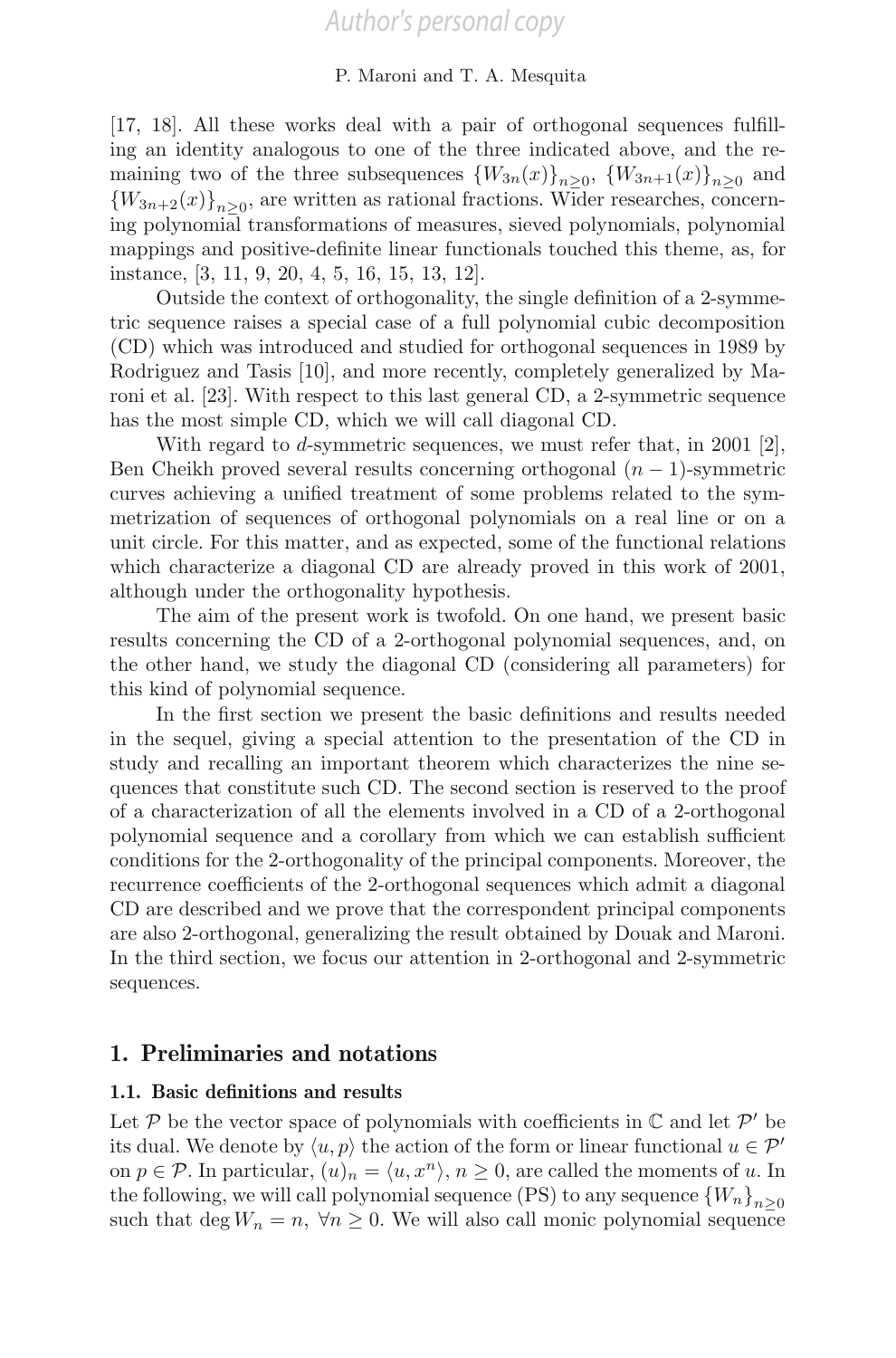[17, 18]. All these works deal with a pair of orthogonal sequences fulfilling an identity analogous to one of the three indicated above, and the remaining two of the three subsequences $\{W_{3n}(x)\}_{n\geq 0}$, $\{W_{3n+1}(x)\}_{n\geq 0}$ and $\{W_{3n+2}(x)\}_{n\geq 0}$, are written as rational fractions. Wider researches, concerning polynomial transformations of measures, sieved polynomials, polynomial mappings and positive-definite linear functionals touched this theme, as, for instance, [3, 11, 9, 20, 4, 5, 16, 15, 13, 12].

Outside the context of orthogonality, the single definition of a 2-symmetric sequence raises a special case of a full polynomial cubic decomposition (CD) which was introduced and studied for orthogonal sequences in 1989 by Rodriguez and Tasis [10], and more recently, completely generalized by Maroni et al. [23]. With respect to this last general CD, a 2-symmetric sequence has the most simple CD, which we will call diagonal CD.

With regard to $d$-symmetric sequences, we must refer that, in 2001 [2], Ben Cheikh proved several results concerning orthogonal $(n-1)$-symmetric curves achieving a unified treatment of some problems related to the symmetrization of sequences of orthogonal polynomials on a real line or on a unit circle. For this matter, and as expected, some of the functional relations which characterize a diagonal CD are already proved in this work of 2001, although under the orthogonality hypothesis.

The aim of the present work is twofold. On one hand, we present basic results concerning the CD of a 2-orthogonal polynomial sequences, and, on the other hand, we study the diagonal CD (considering all parameters) for this kind of polynomial sequence.

In the first section we present the basic definitions and results needed in the sequel, giving a special attention to the presentation of the CD in study and recalling an important theorem which characterizes the nine sequences that constitute such CD. The second section is reserved to the proof of a characterization of all the elements involved in a CD of a 2-orthogonal polynomial sequence and a corollary from which we can establish sufficient conditions for the 2-orthogonality of the principal components. Moreover, the recurrence coefficients of the 2-orthogonal sequences which admit a diagonal CD are described and we prove that the correspondent principal components are also 2-orthogonal, generalizing the result obtained by Douak and Maroni. In the third section, we focus our attention in 2-orthogonal and 2-symmetric sequences.

## 1. Preliminaries and notations

### 1.1. Basic definitions and results

Let $\mathcal{P}$ be the vector space of polynomials with coefficients in $\mathbb{C}$ and let $\mathcal{P}'$ be its dual. We denote by $\langle u, p\rangle$ the action of the form or linear functional $u \in \mathcal{P}'$ on $p \in \mathcal{P}$. In particular, $(u)_n = \langle u, x^n\rangle$, $n \geq 0$, are called the moments of $u$. In the following, we will call polynomial sequence (PS) to any sequence $\{W_n\}_{n\geq 0}$ such that $\deg W_n = n$, $\forall n \geq 0$. We will also call monic polynomial sequence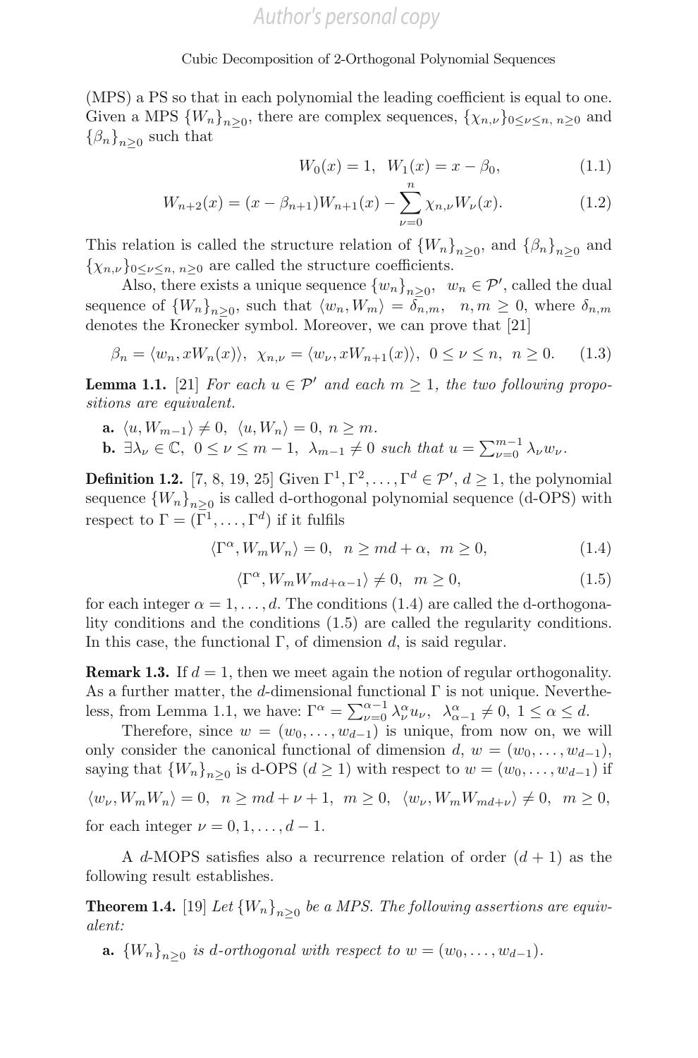(MPS) a PS so that in each polynomial the leading coefficient is equal to one. Given a MPS $\{W_n\}_{n\geq 0}$, there are complex sequences, $\{\chi_{n,\nu}\}_{0\leq\nu\leq n,\ n\geq 0}$ and $\{\beta_n\}_{n\geq 0}$ such that

$$W_0(x) = 1,\ \ W_1(x) = x - \beta_0, \tag{1.1}$$

$$W_{n+2}(x) = (x - \beta_{n+1})W_{n+1}(x) - \sum_{\nu=0}^{n} \chi_{n,\nu} W_\nu(x). \tag{1.2}$$

This relation is called the structure relation of $\{W_n\}_{n\geq 0}$, and $\{\beta_n\}_{n\geq 0}$ and $\{\chi_{n,\nu}\}_{0\leq\nu\leq n,\ n\geq 0}$ are called the structure coefficients.

Also, there exists a unique sequence $\{w_n\}_{n\geq 0}$, $\ w_n \in \mathcal{P}'$, called the dual sequence of $\{W_n\}_{n\geq 0}$, such that $\langle w_n, W_m\rangle = \delta_{n,m}$, $\ \ n, m \geq 0$, where $\delta_{n,m}$ denotes the Kronecker symbol. Moreover, we can prove that [21]

$$\beta_n = \langle w_n, xW_n(x)\rangle,\ \ \chi_{n,\nu} = \langle w_\nu, xW_{n+1}(x)\rangle,\ \ 0 \leq \nu \leq n,\ \ n \geq 0. \tag{1.3}$$

**Lemma 1.1.** [21] *For each $u \in \mathcal{P}'$ and each $m \geq 1$, the two following propositions are equivalent.*

- **a.** $\langle u, W_{m-1}\rangle \neq 0,\ \ \langle u, W_n\rangle = 0,\ n \geq m.$
- **b.** $\exists \lambda_\nu \in \mathbb{C},\ \ 0 \leq \nu \leq m-1,\ \ \lambda_{m-1} \neq 0$ *such that* $u = \sum_{\nu=0}^{m-1} \lambda_\nu w_\nu$.

**Definition 1.2.** [7, 8, 19, 25] Given $\Gamma^1, \Gamma^2, \ldots, \Gamma^d \in \mathcal{P}'$, $d \geq 1$, the polynomial sequence $\{W_n\}_{n\geq 0}$ is called d-orthogonal polynomial sequence (d-OPS) with respect to $\Gamma = (\Gamma^1, \ldots, \Gamma^d)$ if it fulfils

$$\langle \Gamma^\alpha, W_m W_n\rangle = 0,\ \ n \geq md + \alpha,\ \ m \geq 0, \tag{1.4}$$

$$\langle \Gamma^\alpha, W_m W_{md+\alpha-1}\rangle \neq 0,\ \ m \geq 0, \tag{1.5}$$

for each integer $\alpha = 1, \ldots, d$. The conditions (1.4) are called the d-orthogonality conditions and the conditions (1.5) are called the regularity conditions. In this case, the functional $\Gamma$, of dimension $d$, is said regular.

**Remark 1.3.** If $d = 1$, then we meet again the notion of regular orthogonality. As a further matter, the $d$-dimensional functional $\Gamma$ is not unique. Nevertheless, from Lemma 1.1, we have: $\Gamma^\alpha = \sum_{\nu=0}^{\alpha-1} \lambda_\nu^\alpha u_\nu,\ \ \lambda_{\alpha-1}^\alpha \neq 0,\ 1 \leq \alpha \leq d.$

Therefore, since $w = (w_0, \ldots, w_{d-1})$ is unique, from now on, we will only consider the canonical functional of dimension $d$, $w = (w_0, \ldots, w_{d-1})$, saying that $\{W_n\}_{n\geq 0}$ is d-OPS ($d \geq 1$) with respect to $w = (w_0, \ldots, w_{d-1})$ if

$\langle w_\nu, W_m W_n\rangle = 0,\ \ n \geq md + \nu + 1,\ \ m \geq 0,\ \ \langle w_\nu, W_m W_{md+\nu}\rangle \neq 0,\ \ m \geq 0,$

for each integer $\nu = 0, 1, \ldots, d-1$.

A $d$-MOPS satisfies also a recurrence relation of order $(d+1)$ as the following result establishes.

**Theorem 1.4.** [19] *Let $\{W_n\}_{n\geq 0}$ be a MPS. The following assertions are equivalent:*

- **a.** *$\{W_n\}_{n\geq 0}$ is d-orthogonal with respect to $w = (w_0, \ldots, w_{d-1})$.*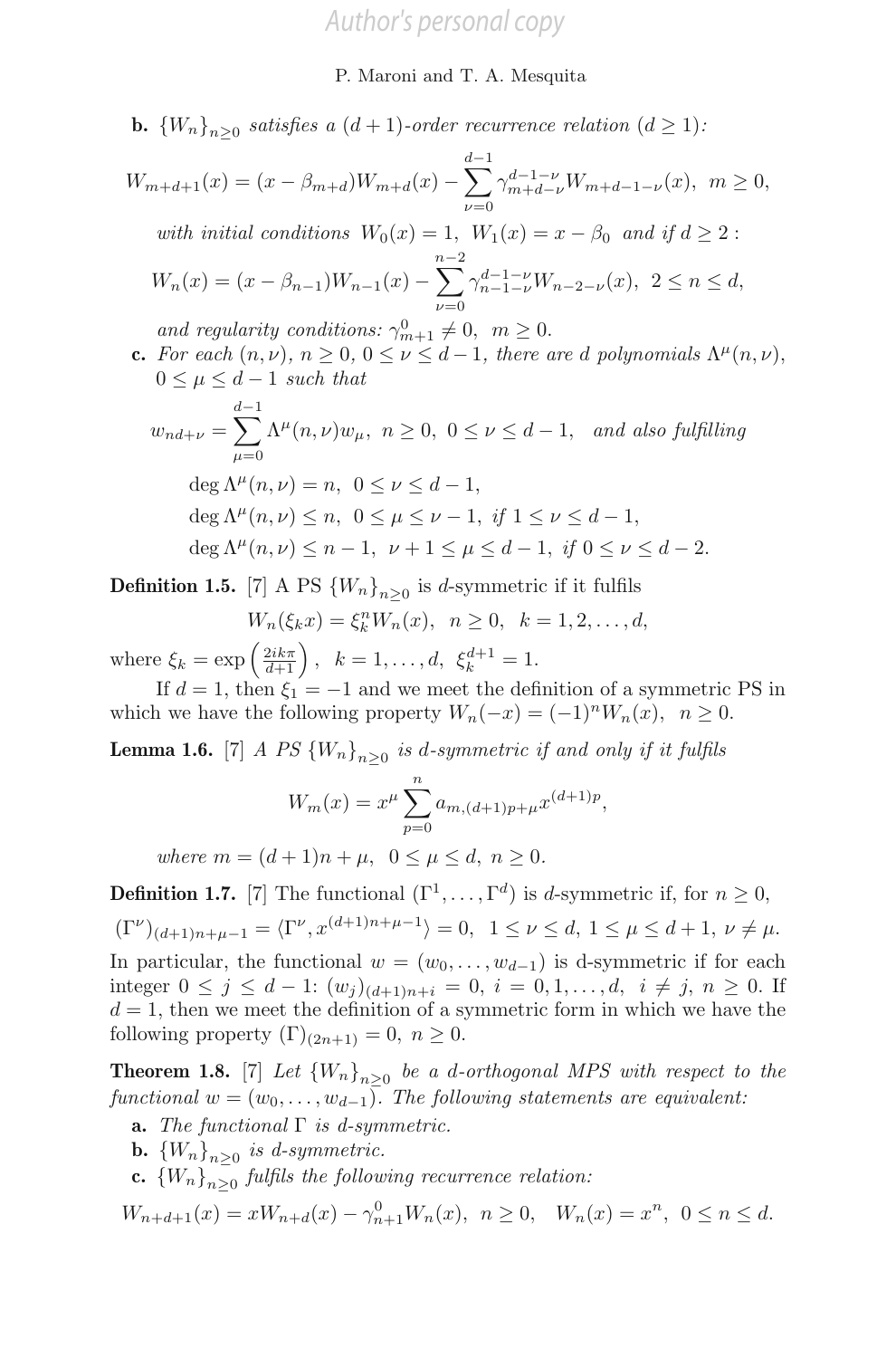**b.** $\{W_n\}_{n\geq 0}$ *satisfies a* $(d+1)$*-order recurrence relation* $(d \geq 1)$*:*

$$W_{m+d+1}(x) = (x - \beta_{m+d})W_{m+d}(x) - \sum_{\nu=0}^{d-1} \gamma_{m+d-\nu}^{d-1-\nu} W_{m+d-1-\nu}(x),\ \ m \geq 0,$$

*with initial conditions* $W_0(x) = 1,\ W_1(x) = x - \beta_0$ *and if* $d \geq 2$ *:*

$$W_n(x) = (x - \beta_{n-1})W_{n-1}(x) - \sum_{\nu=0}^{n-2} \gamma_{n-1-\nu}^{d-1-\nu} W_{n-2-\nu}(x),\ \ 2 \leq n \leq d,$$

*and regularity conditions:* $\gamma_{m+1}^{0} \neq 0,\ \ m \geq 0.$

**c.** *For each* $(n, \nu)$*,* $n \geq 0$*,* $0 \leq \nu \leq d-1$*, there are* $d$ *polynomials* $\Lambda^{\mu}(n, \nu)$*,* $0 \leq \mu \leq d-1$ *such that*

$$w_{nd+\nu} = \sum_{\mu=0}^{d-1} \Lambda^{\mu}(n, \nu) w_{\mu},\ \ n \geq 0,\ \ 0 \leq \nu \leq d-1, \quad \text{and also fulfilling}$$

$$\deg \Lambda^{\mu}(n, \nu) = n,\ \ 0 \leq \nu \leq d-1,$$

$$\deg \Lambda^{\mu}(n, \nu) \leq n,\ \ 0 \leq \mu \leq \nu - 1,\ \text{if}\ 1 \leq \nu \leq d-1,$$

$$\deg \Lambda^{\mu}(n, \nu) \leq n-1,\ \ \nu + 1 \leq \mu \leq d-1,\ \text{if}\ 0 \leq \nu \leq d-2.$$

**Definition 1.5.** [7] A PS $\{W_n\}_{n\geq 0}$ is $d$-symmetric if it fulfils

$$W_n(\xi_k x) = \xi_k^n W_n(x),\ \ n \geq 0,\ \ k = 1, 2, \ldots, d,$$

where $\xi_k = \exp\left(\frac{2ik\pi}{d+1}\right),\ \ k = 1, \ldots, d,\ \ \xi_k^{d+1} = 1.$

If $d = 1$, then $\xi_1 = -1$ and we meet the definition of a symmetric PS in which we have the following property $W_n(-x) = (-1)^n W_n(x),\ \ n \geq 0.$

**Lemma 1.6.** [7] *A PS* $\{W_n\}_{n\geq 0}$ *is* $d$*-symmetric if and only if it fulfils*

$$W_m(x) = x^{\mu} \sum_{p=0}^{n} a_{m,(d+1)p+\mu} x^{(d+1)p},$$

*where* $m = (d+1)n + \mu,\ \ 0 \leq \mu \leq d,\ n \geq 0.$

**Definition 1.7.** [7] The functional $(\Gamma^1, \ldots, \Gamma^d)$ is $d$-symmetric if, for $n \geq 0$,

$$(\Gamma^{\nu})_{(d+1)n+\mu-1} = \langle \Gamma^{\nu}, x^{(d+1)n+\mu-1} \rangle = 0,\ \ 1 \leq \nu \leq d,\ 1 \leq \mu \leq d+1,\ \nu \neq \mu.$$

In particular, the functional $w = (w_0, \ldots, w_{d-1})$ is d-symmetric if for each integer $0 \leq j \leq d-1$: $(w_j)_{(d+1)n+i} = 0,\ i = 0, 1, \ldots, d,\ \ i \neq j,\ n \geq 0$. If $d = 1$, then we meet the definition of a symmetric form in which we have the following property $(\Gamma)_{(2n+1)} = 0,\ n \geq 0.$

**Theorem 1.8.** [7] *Let* $\{W_n\}_{n\geq 0}$ *be a* $d$*-orthogonal MPS with respect to the functional* $w = (w_0, \ldots, w_{d-1})$*. The following statements are equivalent:*

**a.** *The functional* $\Gamma$ *is* $d$*-symmetric.*

**b.** $\{W_n\}_{n\geq 0}$ *is* $d$*-symmetric.*

**c.** $\{W_n\}_{n\geq 0}$ *fulfils the following recurrence relation:*

$$W_{n+d+1}(x) = xW_{n+d}(x) - \gamma_{n+1}^{0} W_n(x),\ \ n \geq 0, \quad W_n(x) = x^n,\ \ 0 \leq n \leq d.$$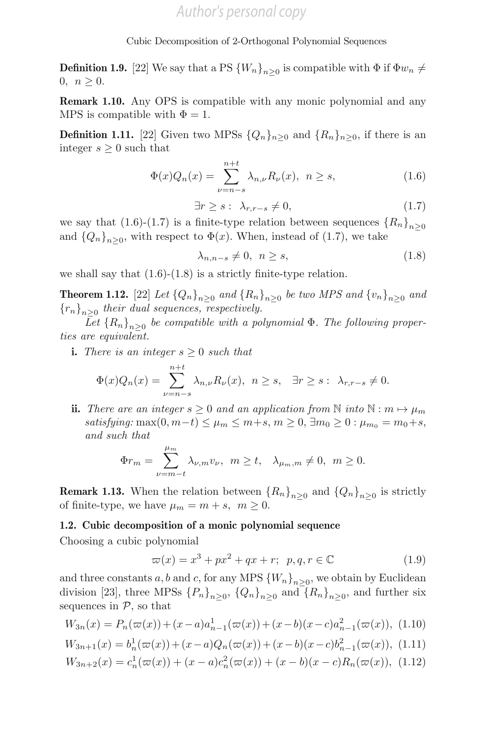**Definition 1.9.** [22] We say that a PS $\{W_n\}_{n\geq 0}$ is compatible with $\Phi$ if $\Phi w_n \neq 0,\ n \geq 0$.

**Remark 1.10.** Any OPS is compatible with any monic polynomial and any MPS is compatible with $\Phi = 1$.

**Definition 1.11.** [22] Given two MPSs $\{Q_n\}_{n\geq 0}$ and $\{R_n\}_{n\geq 0}$, if there is an integer $s \geq 0$ such that

$$\Phi(x)Q_n(x) = \sum_{\nu=n-s}^{n+t} \lambda_{n,\nu} R_\nu(x),\ \ n \geq s, \tag{1.6}$$

$$\exists r \geq s:\ \ \lambda_{r,r-s} \neq 0, \tag{1.7}$$

we say that (1.6)-(1.7) is a finite-type relation between sequences $\{R_n\}_{n\geq 0}$ and $\{Q_n\}_{n\geq 0}$, with respect to $\Phi(x)$. When, instead of (1.7), we take

$$\lambda_{n,n-s} \neq 0,\ \ n \geq s, \tag{1.8}$$

we shall say that (1.6)-(1.8) is a strictly finite-type relation.

**Theorem 1.12.** [22] *Let $\{Q_n\}_{n\geq 0}$ and $\{R_n\}_{n\geq 0}$ be two MPS and $\{v_n\}_{n\geq 0}$ and $\{r_n\}_{n\geq 0}$ their dual sequences, respectively.*

*Let $\{R_n\}_{n\geq 0}$ be compatible with a polynomial $\Phi$. The following properties are equivalent.*

- **i.** *There is an integer $s \geq 0$ such that*

$$\Phi(x)Q_n(x) = \sum_{\nu=n-s}^{n+t} \lambda_{n,\nu} R_\nu(x),\ \ n \geq s, \quad \exists r \geq s:\ \ \lambda_{r,r-s} \neq 0.$$

- **ii.** *There are an integer $s \geq 0$ and an application from $\mathbb{N}$ into $\mathbb{N}: m \mapsto \mu_m$ satisfying: $\max(0, m-t) \leq \mu_m \leq m+s,\ m \geq 0,\ \exists m_0 \geq 0 : \mu_{m_0} = m_0+s$, and such that*

$$\Phi r_m = \sum_{\nu=m-t}^{\mu_m} \lambda_{\nu,m} v_\nu,\ \ m \geq t, \quad \lambda_{\mu_m,m} \neq 0,\ \ m \geq 0.$$

**Remark 1.13.** When the relation between $\{R_n\}_{n\geq 0}$ and $\{Q_n\}_{n\geq 0}$ is strictly of finite-type, we have $\mu_m = m+s,\ m \geq 0$.

### 1.2. Cubic decomposition of a monic polynomial sequence

Choosing a cubic polynomial

$$\varpi(x) = x^3 + px^2 + qx + r;\ \ p, q, r \in \mathbb{C} \tag{1.9}$$

and three constants $a, b$ and $c$, for any MPS $\{W_n\}_{n\geq 0}$, we obtain by Euclidean division [23], three MPSs $\{P_n\}_{n\geq 0}$, $\{Q_n\}_{n\geq 0}$ and $\{R_n\}_{n\geq 0}$, and further six sequences in $\mathcal{P}$, so that

$$W_{3n}(x) = P_n(\varpi(x)) + (x-a)a^1_{n-1}(\varpi(x)) + (x-b)(x-c)a^2_{n-1}(\varpi(x)), \tag{1.10}$$

$$W_{3n+1}(x) = b^1_n(\varpi(x)) + (x-a)Q_n(\varpi(x)) + (x-b)(x-c)b^2_{n-1}(\varpi(x)), \tag{1.11}$$

$$W_{3n+2}(x) = c^1_n(\varpi(x)) + (x-a)c^2_n(\varpi(x)) + (x-b)(x-c)R_n(\varpi(x)), \tag{1.12}$$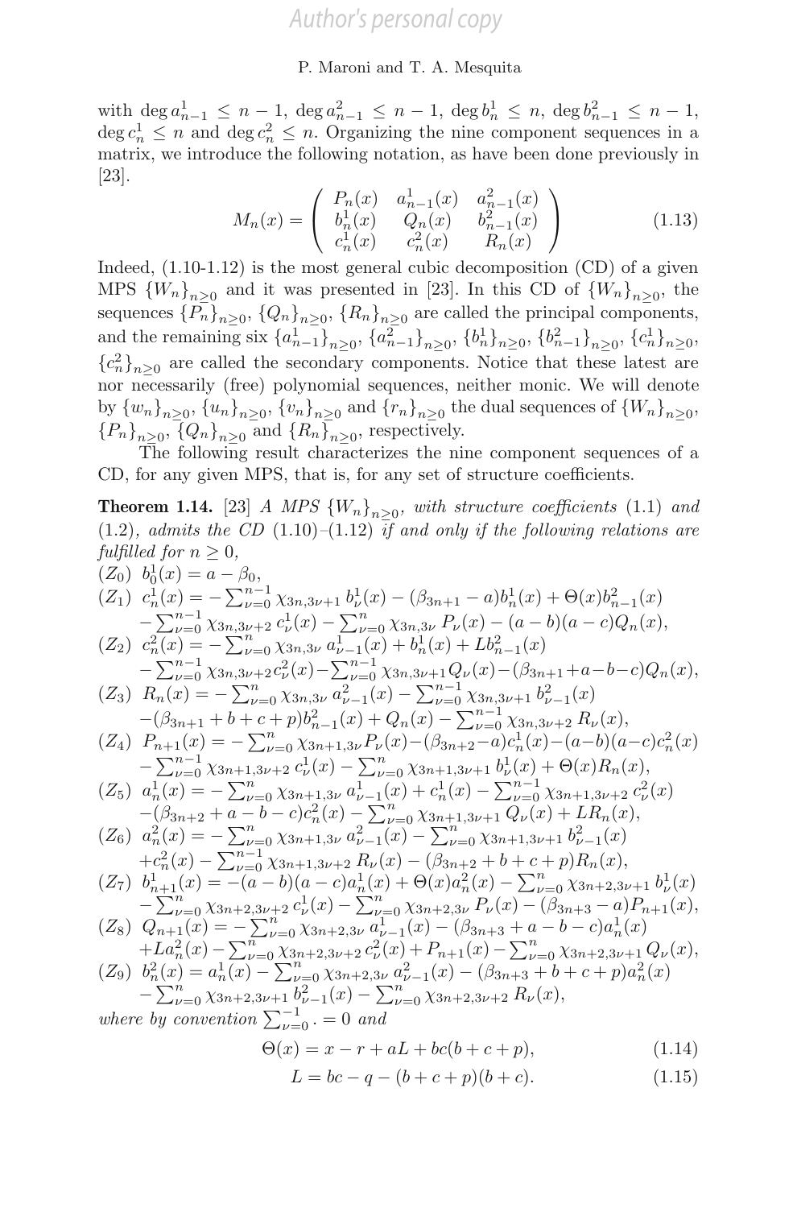with $\deg a^1_{n-1} \leq n-1$, $\deg a^2_{n-1} \leq n-1$, $\deg b^1_n \leq n$, $\deg b^2_{n-1} \leq n-1$, $\deg c^1_n \leq n$ and $\deg c^2_n \leq n$. Organizing the nine component sequences in a matrix, we introduce the following notation, as have been done previously in [23].

$$M_n(x) = \begin{pmatrix} P_n(x) & a^1_{n-1}(x) & a^2_{n-1}(x) \\ b^1_n(x) & Q_n(x) & b^2_{n-1}(x) \\ c^1_n(x) & c^2_n(x) & R_n(x) \end{pmatrix} \tag{1.13}$$

Indeed, (1.10-1.12) is the most general cubic decomposition (CD) of a given MPS $\{W_n\}_{n\geq 0}$ and it was presented in [23]. In this CD of $\{W_n\}_{n\geq 0}$, the sequences $\{P_n\}_{n\geq 0}$, $\{Q_n\}_{n\geq 0}$, $\{R_n\}_{n\geq 0}$ are called the principal components, and the remaining six $\{a^1_{n-1}\}_{n\geq 0}$, $\{a^2_{n-1}\}_{n\geq 0}$, $\{b^1_n\}_{n\geq 0}$, $\{b^2_{n-1}\}_{n\geq 0}$, $\{c^1_n\}_{n\geq 0}$, $\{c^2_n\}_{n\geq 0}$ are called the secondary components. Notice that these latest are nor necessarily (free) polynomial sequences, neither monic. We will denote by $\{w_n\}_{n\geq 0}$, $\{u_n\}_{n\geq 0}$, $\{v_n\}_{n\geq 0}$ and $\{r_n\}_{n\geq 0}$ the dual sequences of $\{W_n\}_{n\geq 0}$, $\{P_n\}_{n\geq 0}$, $\{Q_n\}_{n\geq 0}$ and $\{R_n\}_{n\geq 0}$, respectively.

The following result characterizes the nine component sequences of a CD, for any given MPS, that is, for any set of structure coefficients.

**Theorem 1.14.** [23] *A MPS $\{W_n\}_{n\geq 0}$, with structure coefficients* (1.1) *and* (1.2)*, admits the CD* (1.10)–(1.12) *if and only if the following relations are fulfilled for $n \geq 0$,*

$(Z_0)$ $b^1_0(x) = a - \beta_0$,

$(Z_1)$ $c^1_n(x) = -\sum_{\nu=0}^{n-1} \chi_{3n,3\nu+1}\, b^1_\nu(x) - (\beta_{3n+1} - a) b^1_n(x) + \Theta(x) b^2_{n-1}(x)$
$\quad - \sum_{\nu=0}^{n-1} \chi_{3n,3\nu+2}\, c^1_\nu(x) - \sum_{\nu=0}^{n} \chi_{3n,3\nu}\, P_\nu(x) - (a-b)(a-c) Q_n(x)$,

$(Z_2)$ $c^2_n(x) = -\sum_{\nu=0}^{n} \chi_{3n,3\nu}\, a^1_{\nu-1}(x) + b^1_n(x) + L b^2_{n-1}(x)$
$\quad - \sum_{\nu=0}^{n-1} \chi_{3n,3\nu+2} c^2_\nu(x) - \sum_{\nu=0}^{n-1} \chi_{3n,3\nu+1} Q_\nu(x) - (\beta_{3n+1} + a - b - c) Q_n(x)$,

$(Z_3)$ $R_n(x) = -\sum_{\nu=0}^{n} \chi_{3n,3\nu}\, a^2_{\nu-1}(x) - \sum_{\nu=0}^{n-1} \chi_{3n,3\nu+1}\, b^2_{\nu-1}(x)$
$\quad - (\beta_{3n+1} + b + c + p) b^2_{n-1}(x) + Q_n(x) - \sum_{\nu=0}^{n-1} \chi_{3n,3\nu+2}\, R_\nu(x)$,

$(Z_4)$ $P_{n+1}(x) = -\sum_{\nu=0}^{n} \chi_{3n+1,3\nu} P_\nu(x) - (\beta_{3n+2} - a) c^1_n(x) - (a-b)(a-c) c^2_n(x)$
$\quad - \sum_{\nu=0}^{n-1} \chi_{3n+1,3\nu+2}\, c^1_\nu(x) - \sum_{\nu=0}^{n} \chi_{3n+1,3\nu+1}\, b^1_\nu(x) + \Theta(x) R_n(x)$,

$(Z_5)$ $a^1_n(x) = -\sum_{\nu=0}^{n} \chi_{3n+1,3\nu}\, a^1_{\nu-1}(x) + c^1_n(x) - \sum_{\nu=0}^{n-1} \chi_{3n+1,3\nu+2}\, c^2_\nu(x)$
$\quad - (\beta_{3n+2} + a - b - c) c^2_n(x) - \sum_{\nu=0}^{n} \chi_{3n+1,3\nu+1}\, Q_\nu(x) + L R_n(x)$,

$(Z_6)$ $a^2_n(x) = -\sum_{\nu=0}^{n} \chi_{3n+1,3\nu}\, a^2_{\nu-1}(x) - \sum_{\nu=0}^{n} \chi_{3n+1,3\nu+1}\, b^2_{\nu-1}(x)$
$\quad + c^2_n(x) - \sum_{\nu=0}^{n-1} \chi_{3n+1,3\nu+2}\, R_\nu(x) - (\beta_{3n+2} + b + c + p) R_n(x)$,

$(Z_7)$ $b^1_{n+1}(x) = -(a-b)(a-c) a^1_n(x) + \Theta(x) a^2_n(x) - \sum_{\nu=0}^{n} \chi_{3n+2,3\nu+1}\, b^1_\nu(x)$
$\quad - \sum_{\nu=0}^{n} \chi_{3n+2,3\nu+2}\, c^1_\nu(x) - \sum_{\nu=0}^{n} \chi_{3n+2,3\nu}\, P_\nu(x) - (\beta_{3n+3} - a) P_{n+1}(x)$,

$(Z_8)$ $Q_{n+1}(x) = -\sum_{\nu=0}^{n} \chi_{3n+2,3\nu}\, a^1_{\nu-1}(x) - (\beta_{3n+3} + a - b - c) a^1_n(x)$
$\quad + L a^2_n(x) - \sum_{\nu=0}^{n} \chi_{3n+2,3\nu+2}\, c^2_\nu(x) + P_{n+1}(x) - \sum_{\nu=0}^{n} \chi_{3n+2,3\nu+1}\, Q_\nu(x)$,

$(Z_9)$ $b^2_n(x) = a^1_n(x) - \sum_{\nu=0}^{n} \chi_{3n+2,3\nu}\, a^2_{\nu-1}(x) - (\beta_{3n+3} + b + c + p) a^2_n(x)$
$\quad - \sum_{\nu=0}^{n} \chi_{3n+2,3\nu+1}\, b^2_{\nu-1}(x) - \sum_{\nu=0}^{n} \chi_{3n+2,3\nu+2}\, R_\nu(x)$,

*where by convention* $\sum_{\nu=0}^{-1} \cdot = 0$ *and*

$$\Theta(x) = x - r + aL + bc(b + c + p), \tag{1.14}$$

$$L = bc - q - (b + c + p)(b + c). \tag{1.15}$$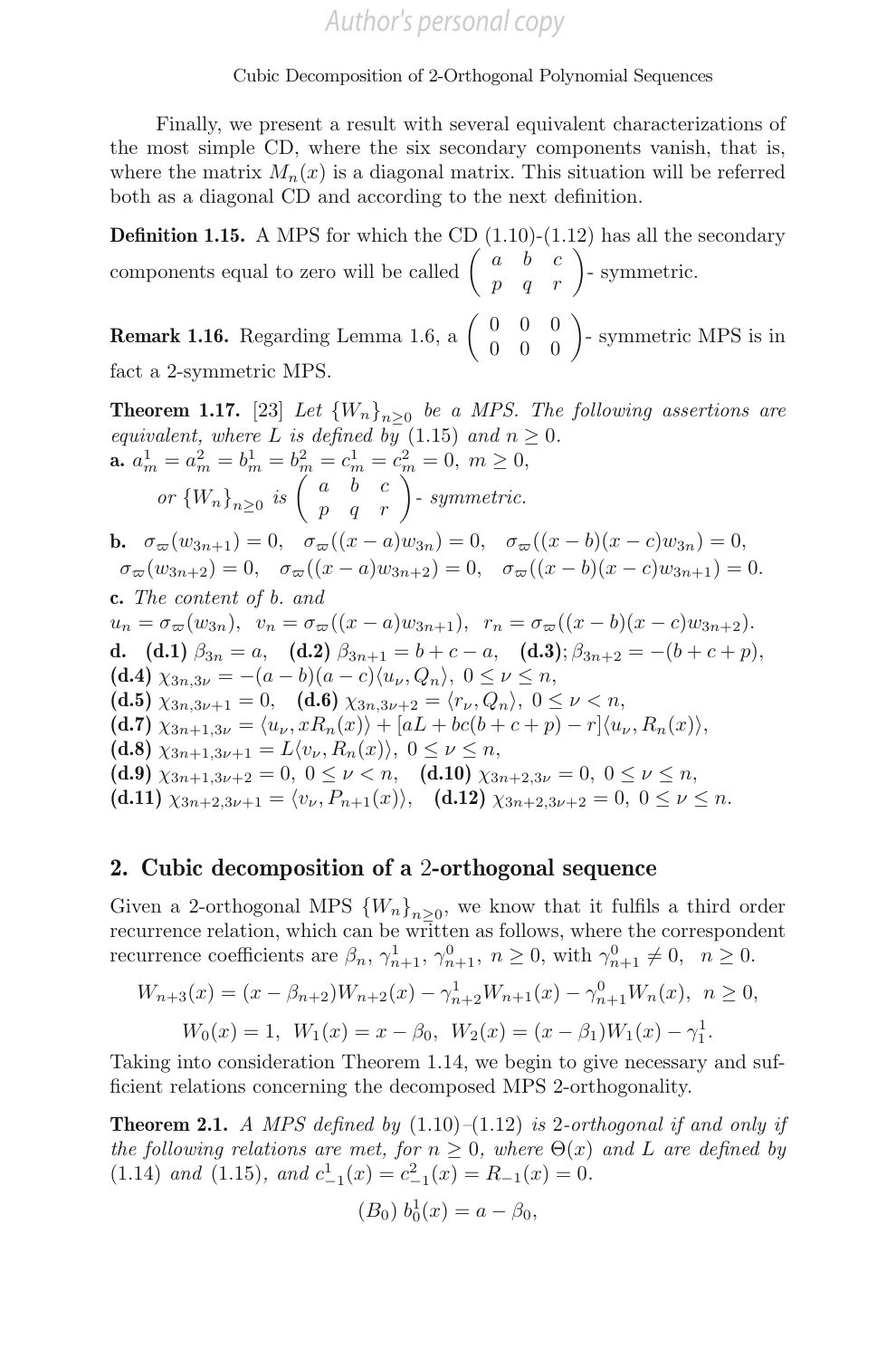Finally, we present a result with several equivalent characterizations of the most simple CD, where the six secondary components vanish, that is, where the matrix $M_n(x)$ is a diagonal matrix. This situation will be referred both as a diagonal CD and according to the next definition.

**Definition 1.15.** A MPS for which the CD (1.10)-(1.12) has all the secondary components equal to zero will be called $\begin{pmatrix} a & b & c \\ p & q & r \end{pmatrix}$- symmetric.

**Remark 1.16.** Regarding Lemma 1.6, a $\begin{pmatrix} 0 & 0 & 0 \\ 0 & 0 & 0 \end{pmatrix}$- symmetric MPS is in fact a 2-symmetric MPS.

**Theorem 1.17.** [23] *Let $\{W_n\}_{n\geq 0}$ be a MPS. The following assertions are equivalent, where $L$ is defined by* (1.15) *and $n \geq 0$.*

**a.** $a_m^1 = a_m^2 = b_m^1 = b_m^2 = c_m^1 = c_m^2 = 0,\ m \geq 0,$

*or $\{W_n\}_{n\geq 0}$ is* $\begin{pmatrix} a & b & c \\ p & q & r \end{pmatrix}$*- symmetric.*

**b.** $\sigma_\varpi(w_{3n+1}) = 0, \quad \sigma_\varpi((x-a)w_{3n}) = 0, \quad \sigma_\varpi((x-b)(x-c)w_{3n}) = 0,$
$\sigma_\varpi(w_{3n+2}) = 0, \quad \sigma_\varpi((x-a)w_{3n+2}) = 0, \quad \sigma_\varpi((x-b)(x-c)w_{3n+1}) = 0.$

**c.** *The content of b. and*
$u_n = \sigma_\varpi(w_{3n}), \quad v_n = \sigma_\varpi((x-a)w_{3n+1}), \quad r_n = \sigma_\varpi((x-b)(x-c)w_{3n+2}).$

**d.** **(d.1)** $\beta_{3n} = a$, **(d.2)** $\beta_{3n+1} = b + c - a$, **(d.3)**; $\beta_{3n+2} = -(b + c + p)$,
**(d.4)** $\chi_{3n,3\nu} = -(a-b)(a-c)\langle u_\nu, Q_n\rangle,\ 0 \leq \nu \leq n,$
**(d.5)** $\chi_{3n,3\nu+1} = 0$, **(d.6)** $\chi_{3n,3\nu+2} = \langle r_\nu, Q_n\rangle,\ 0 \leq \nu < n,$
**(d.7)** $\chi_{3n+1,3\nu} = \langle u_\nu, xR_n(x)\rangle + [aL + bc(b+c+p) - r]\langle u_\nu, R_n(x)\rangle,$
**(d.8)** $\chi_{3n+1,3\nu+1} = L\langle v_\nu, R_n(x)\rangle,\ 0 \leq \nu \leq n,$
**(d.9)** $\chi_{3n+1,3\nu+2} = 0,\ 0 \leq \nu < n,$ **(d.10)** $\chi_{3n+2,3\nu} = 0,\ 0 \leq \nu \leq n,$
**(d.11)** $\chi_{3n+2,3\nu+1} = \langle v_\nu, P_{n+1}(x)\rangle$, **(d.12)** $\chi_{3n+2,3\nu+2} = 0,\ 0 \leq \nu \leq n.$

## 2. Cubic decomposition of a 2-orthogonal sequence

Given a 2-orthogonal MPS $\{W_n\}_{n\geq 0}$, we know that it fulfils a third order recurrence relation, which can be written as follows, where the correspondent recurrence coefficients are $\beta_n,\ \gamma_{n+1}^1,\ \gamma_{n+1}^0,\ n \geq 0$, with $\gamma_{n+1}^0 \neq 0,\ \ n \geq 0$.

$$W_{n+3}(x) = (x - \beta_{n+2})W_{n+2}(x) - \gamma_{n+2}^1 W_{n+1}(x) - \gamma_{n+1}^0 W_n(x),\ \ n \geq 0,$$

$$W_0(x) = 1,\ \ W_1(x) = x - \beta_0,\ \ W_2(x) = (x - \beta_1)W_1(x) - \gamma_1^1.$$

Taking into consideration Theorem 1.14, we begin to give necessary and sufficient relations concerning the decomposed MPS 2-orthogonality.

**Theorem 2.1.** *A MPS defined by* (1.10)–(1.12) *is 2-orthogonal if and only if the following relations are met, for $n \geq 0$, where $\Theta(x)$ and $L$ are defined by* (1.14) *and* (1.15)*, and $c_{-1}^1(x) = c_{-1}^2(x) = R_{-1}(x) = 0$.*

$$(B_0)\ b_0^1(x) = a - \beta_0,$$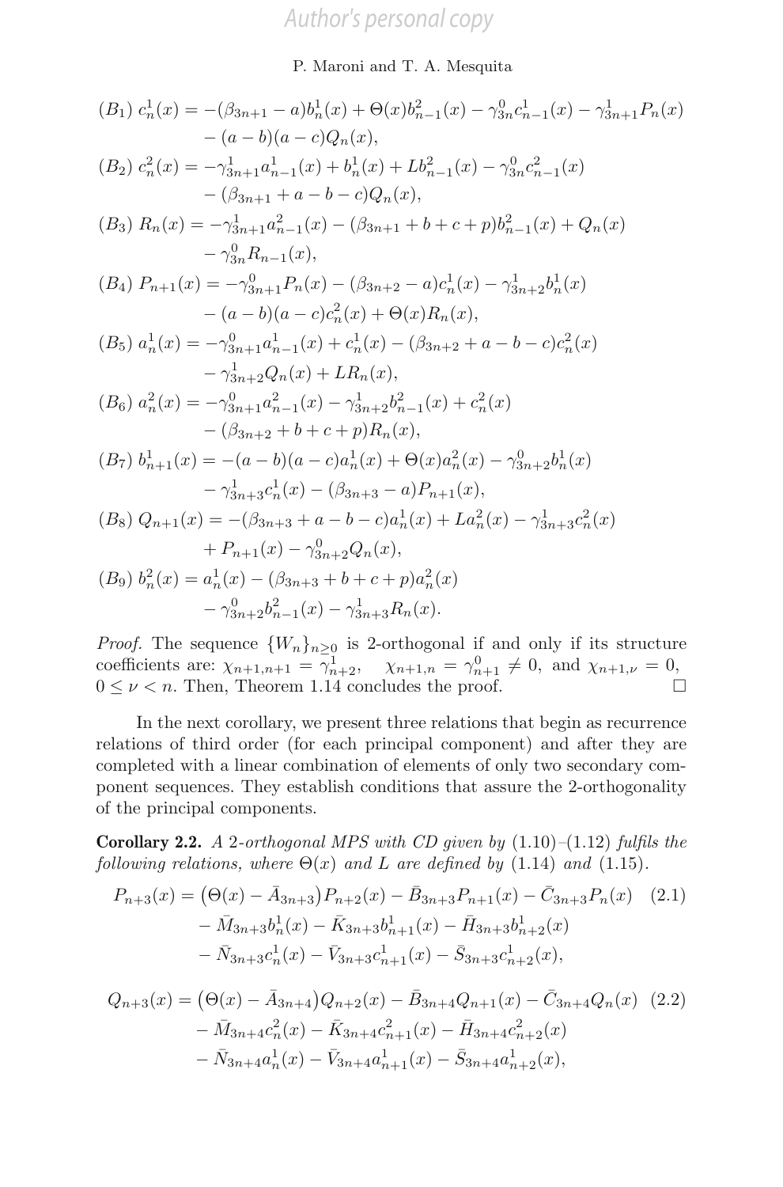$(B_1)$ $c_n^1(x) = -(\beta_{3n+1} - a)b_n^1(x) + \Theta(x)b_{n-1}^2(x) - \gamma_{3n}^0 c_{n-1}^1(x) - \gamma_{3n+1}^1 P_n(x) - (a-b)(a-c)Q_n(x),$

$(B_2)$ $c_n^2(x) = -\gamma_{3n+1}^1 a_{n-1}^1(x) + b_n^1(x) + Lb_{n-1}^2(x) - \gamma_{3n}^0 c_{n-1}^2(x) - (\beta_{3n+1} + a - b - c)Q_n(x),$

$(B_3)$ $R_n(x) = -\gamma_{3n+1}^1 a_{n-1}^2(x) - (\beta_{3n+1} + b + c + p)b_{n-1}^2(x) + Q_n(x) - \gamma_{3n}^0 R_{n-1}(x),$

$(B_4)$ $P_{n+1}(x) = -\gamma_{3n+1}^0 P_n(x) - (\beta_{3n+2} - a)c_n^1(x) - \gamma_{3n+2}^1 b_n^1(x) - (a-b)(a-c)c_n^2(x) + \Theta(x)R_n(x),$

$(B_5)$ $a_n^1(x) = -\gamma_{3n+1}^0 a_{n-1}^1(x) + c_n^1(x) - (\beta_{3n+2} + a - b - c)c_n^2(x) - \gamma_{3n+2}^1 Q_n(x) + LR_n(x),$

$(B_6)$ $a_n^2(x) = -\gamma_{3n+1}^0 a_{n-1}^2(x) - \gamma_{3n+2}^1 b_{n-1}^2(x) + c_n^2(x) - (\beta_{3n+2} + b + c + p)R_n(x),$

$(B_7)$ $b_{n+1}^1(x) = -(a-b)(a-c)a_n^1(x) + \Theta(x)a_n^2(x) - \gamma_{3n+2}^0 b_n^1(x) - \gamma_{3n+3}^1 c_n^1(x) - (\beta_{3n+3} - a)P_{n+1}(x),$

$(B_8)$ $Q_{n+1}(x) = -(\beta_{3n+3} + a - b - c)a_n^1(x) + La_n^2(x) - \gamma_{3n+3}^1 c_n^2(x) + P_{n+1}(x) - \gamma_{3n+2}^0 Q_n(x),$

$(B_9)$ $b_n^2(x) = a_n^1(x) - (\beta_{3n+3} + b + c + p)a_n^2(x) - \gamma_{3n+2}^0 b_{n-1}^2(x) - \gamma_{3n+3}^1 R_n(x).$

*Proof.* The sequence $\{W_n\}_{n\geq 0}$ is 2-orthogonal if and only if its structure coefficients are: $\chi_{n+1,n+1} = \gamma_{n+2}^1$, $\chi_{n+1,n} = \gamma_{n+1}^0 \neq 0$, and $\chi_{n+1,\nu} = 0$, $0 \leq \nu < n$. Then, Theorem 1.14 concludes the proof. □

In the next corollary, we present three relations that begin as recurrence relations of third order (for each principal component) and after they are completed with a linear combination of elements of only two secondary component sequences. They establish conditions that assure the 2-orthogonality of the principal components.

**Corollary 2.2.** *A 2-orthogonal MPS with CD given by (1.10)–(1.12) fulfils the following relations, where $\Theta(x)$ and $L$ are defined by (1.14) and (1.15).*

$$P_{n+3}(x) = \big(\Theta(x) - \bar{A}_{3n+3}\big)P_{n+2}(x) - \bar{B}_{3n+3}P_{n+1}(x) - \bar{C}_{3n+3}P_n(x) - \bar{M}_{3n+3}b_n^1(x) - \bar{K}_{3n+3}b_{n+1}^1(x) - \bar{H}_{3n+3}b_{n+2}^1(x) - \bar{N}_{3n+3}c_n^1(x) - \bar{V}_{3n+3}c_{n+1}^1(x) - \bar{S}_{3n+3}c_{n+2}^1(x), \quad (2.1)$$

$$Q_{n+3}(x) = \big(\Theta(x) - \bar{A}_{3n+4}\big)Q_{n+2}(x) - \bar{B}_{3n+4}Q_{n+1}(x) - \bar{C}_{3n+4}Q_n(x) - \bar{M}_{3n+4}c_n^2(x) - \bar{K}_{3n+4}c_{n+1}^2(x) - \bar{H}_{3n+4}c_{n+2}^2(x) - \bar{N}_{3n+4}a_n^1(x) - \bar{V}_{3n+4}a_{n+1}^1(x) - \bar{S}_{3n+4}a_{n+2}^1(x), \quad (2.2)$$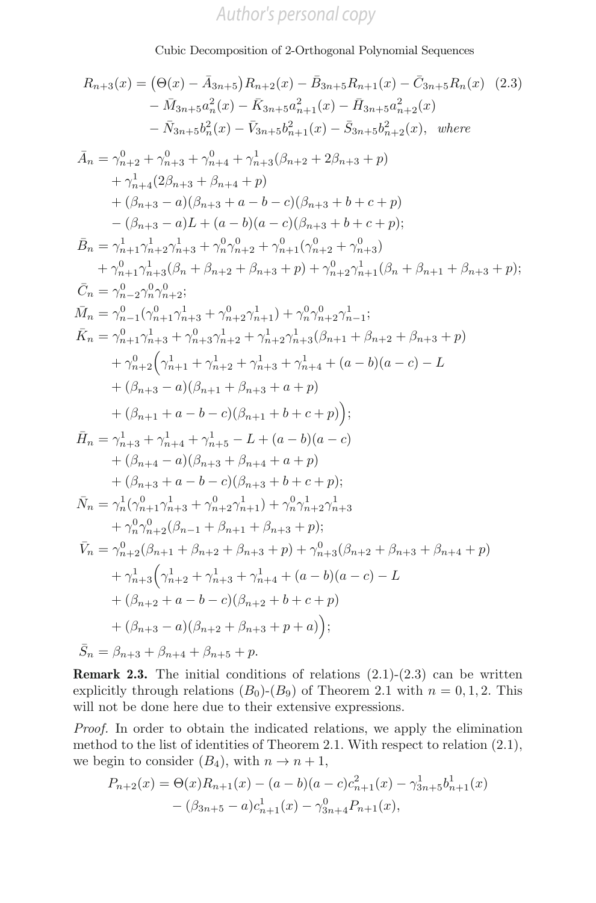$$
\begin{aligned}
R_{n+3}(x) = {} & \big(\Theta(x) - \bar{A}_{3n+5}\big) R_{n+2}(x) - \bar{B}_{3n+5} R_{n+1}(x) - \bar{C}_{3n+5} R_n(x) \quad (2.3)\\
& - \bar{M}_{3n+5} a_n^2(x) - \bar{K}_{3n+5} a_{n+1}^2(x) - \bar{H}_{3n+5} a_{n+2}^2(x)\\
& - \bar{N}_{3n+5} b_n^2(x) - \bar{V}_{3n+5} b_{n+1}^2(x) - \bar{S}_{3n+5} b_{n+2}^2(x), \quad \textit{where}
\end{aligned}
$$

$$
\begin{aligned}
\bar{A}_n = {} & \gamma_{n+2}^0 + \gamma_{n+3}^0 + \gamma_{n+4}^0 + \gamma_{n+3}^1(\beta_{n+2} + 2\beta_{n+3} + p)\\
& + \gamma_{n+4}^1(2\beta_{n+3} + \beta_{n+4} + p)\\
& + (\beta_{n+3} - a)(\beta_{n+3} + a - b - c)(\beta_{n+3} + b + c + p)\\
& - (\beta_{n+3} - a)L + (a-b)(a-c)(\beta_{n+3} + b + c + p);\\
\bar{B}_n = {} & \gamma_{n+1}^1\gamma_{n+2}^1\gamma_{n+3}^1 + \gamma_n^0\gamma_{n+2}^0 + \gamma_{n+1}^0(\gamma_{n+2}^0 + \gamma_{n+3}^0)\\
& + \gamma_{n+1}^0\gamma_{n+3}^1(\beta_n + \beta_{n+2} + \beta_{n+3} + p) + \gamma_{n+2}^0\gamma_{n+1}^1(\beta_n + \beta_{n+1} + \beta_{n+3} + p);\\
\bar{C}_n = {} & \gamma_{n-2}^0\gamma_n^0\gamma_{n+2}^0;\\
\bar{M}_n = {} & \gamma_{n-1}^0(\gamma_{n+1}^0\gamma_{n+3}^1 + \gamma_{n+2}^0\gamma_{n+1}^1) + \gamma_n^0\gamma_{n+2}^0\gamma_{n-1}^1;\\
\bar{K}_n = {} & \gamma_{n+1}^0\gamma_{n+3}^1 + \gamma_{n+3}^0\gamma_{n+2}^1 + \gamma_{n+2}^1\gamma_{n+3}^1(\beta_{n+1} + \beta_{n+2} + \beta_{n+3} + p)\\
& + \gamma_{n+2}^0\Big(\gamma_{n+1}^1 + \gamma_{n+2}^1 + \gamma_{n+3}^1 + \gamma_{n+4}^1 + (a-b)(a-c) - L\\
& + (\beta_{n+3} - a)(\beta_{n+1} + \beta_{n+3} + a + p)\\
& + (\beta_{n+1} + a - b - c)(\beta_{n+1} + b + c + p)\Big);\\
\bar{H}_n = {} & \gamma_{n+3}^1 + \gamma_{n+4}^1 + \gamma_{n+5}^1 - L + (a-b)(a-c)\\
& + (\beta_{n+4} - a)(\beta_{n+3} + \beta_{n+4} + a + p)\\
& + (\beta_{n+3} + a - b - c)(\beta_{n+3} + b + c + p);\\
\bar{N}_n = {} & \gamma_n^1(\gamma_{n+1}^0\gamma_{n+3}^1 + \gamma_{n+2}^0\gamma_{n+1}^1) + \gamma_n^0\gamma_{n+2}^1\gamma_{n+3}^1\\
& + \gamma_n^0\gamma_{n+2}^0(\beta_{n-1} + \beta_{n+1} + \beta_{n+3} + p);\\
\bar{V}_n = {} & \gamma_{n+2}^0(\beta_{n+1} + \beta_{n+2} + \beta_{n+3} + p) + \gamma_{n+3}^0(\beta_{n+2} + \beta_{n+3} + \beta_{n+4} + p)\\
& + \gamma_{n+3}^1\Big(\gamma_{n+2}^1 + \gamma_{n+3}^1 + \gamma_{n+4}^1 + (a-b)(a-c) - L\\
& + (\beta_{n+2} + a - b - c)(\beta_{n+2} + b + c + p)\\
& + (\beta_{n+3} - a)(\beta_{n+2} + \beta_{n+3} + p + a)\Big);\\
\bar{S}_n = {} & \beta_{n+3} + \beta_{n+4} + \beta_{n+5} + p.
\end{aligned}
$$

**Remark 2.3.** The initial conditions of relations (2.1)-(2.3) can be written explicitly through relations $(B_0)$-$(B_9)$ of Theorem 2.1 with $n = 0, 1, 2$. This will not be done here due to their extensive expressions.

*Proof.* In order to obtain the indicated relations, we apply the elimination method to the list of identities of Theorem 2.1. With respect to relation (2.1), we begin to consider $(B_4)$, with $n \to n+1$,

$$
\begin{aligned}
P_{n+2}(x) = {} & \Theta(x) R_{n+1}(x) - (a-b)(a-c)c_{n+1}^2(x) - \gamma_{3n+5}^1 b_{n+1}^1(x)\\
& - (\beta_{3n+5} - a)c_{n+1}^1(x) - \gamma_{3n+4}^0 P_{n+1}(x),
\end{aligned}
$$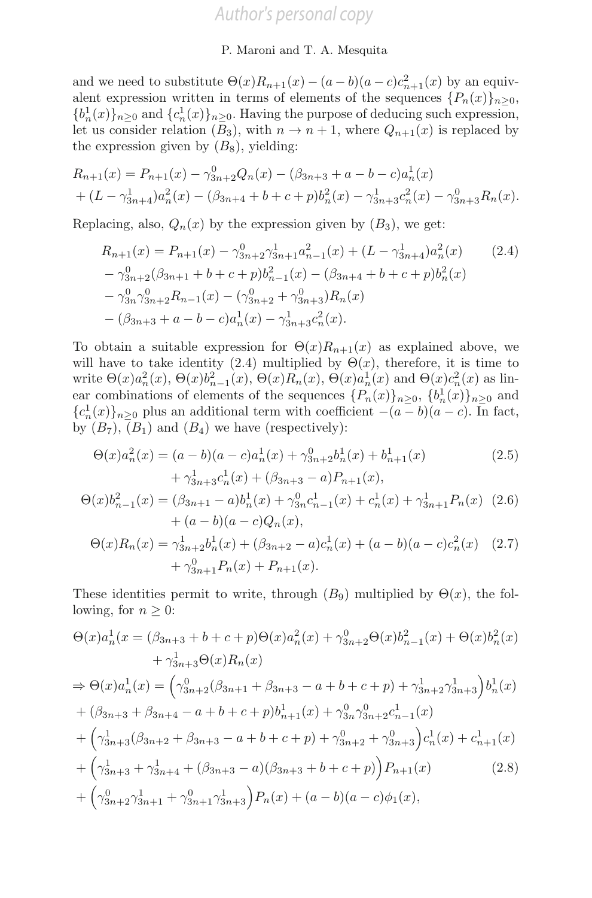and we need to substitute $\Theta(x)R_{n+1}(x) - (a-b)(a-c)c^2_{n+1}(x)$ by an equivalent expression written in terms of elements of the sequences $\{P_n(x)\}_{n\geq 0}$, $\{b^1_n(x)\}_{n\geq 0}$ and $\{c^1_n(x)\}_{n\geq 0}$. Having the purpose of deducing such expression, let us consider relation $(B_3)$, with $n \to n+1$, where $Q_{n+1}(x)$ is replaced by the expression given by $(B_8)$, yielding:

$$
\begin{aligned}
R_{n+1}(x) &= P_{n+1}(x) - \gamma^0_{3n+2}Q_n(x) - (\beta_{3n+3} + a - b - c)a^1_n(x) \\
&+ (L - \gamma^1_{3n+4})a^2_n(x) - (\beta_{3n+4} + b + c + p)b^2_n(x) - \gamma^1_{3n+3}c^2_n(x) - \gamma^0_{3n+3}R_n(x).
\end{aligned}
$$

Replacing, also, $Q_n(x)$ by the expression given by $(B_3)$, we get:

$$
\begin{aligned}
R_{n+1}(x) &= P_{n+1}(x) - \gamma^0_{3n+2}\gamma^1_{3n+1}a^2_{n-1}(x) + (L - \gamma^1_{3n+4})a^2_n(x) \\
&- \gamma^0_{3n+2}(\beta_{3n+1} + b + c + p)b^2_{n-1}(x) - (\beta_{3n+4} + b + c + p)b^2_n(x) \\
&- \gamma^0_{3n}\gamma^0_{3n+2}R_{n-1}(x) - (\gamma^0_{3n+2} + \gamma^0_{3n+3})R_n(x) \\
&- (\beta_{3n+3} + a - b - c)a^1_n(x) - \gamma^1_{3n+3}c^2_n(x).
\end{aligned}
\tag{2.4}
$$

To obtain a suitable expression for $\Theta(x)R_{n+1}(x)$ as explained above, we will have to take identity (2.4) multiplied by $\Theta(x)$, therefore, it is time to write $\Theta(x)a^2_n(x)$, $\Theta(x)b^2_{n-1}(x)$, $\Theta(x)R_n(x)$, $\Theta(x)a^1_n(x)$ and $\Theta(x)c^2_n(x)$ as linear combinations of elements of the sequences $\{P_n(x)\}_{n\geq 0}$, $\{b^1_n(x)\}_{n\geq 0}$ and $\{c^1_n(x)\}_{n\geq 0}$ plus an additional term with coefficient $-(a-b)(a-c)$. In fact, by $(B_7)$, $(B_1)$ and $(B_4)$ we have (respectively):

$$
\begin{aligned}
\Theta(x)a^2_n(x) &= (a-b)(a-c)a^1_n(x) + \gamma^0_{3n+2}b^1_n(x) + b^1_{n+1}(x) \\
&\quad + \gamma^1_{3n+3}c^1_n(x) + (\beta_{3n+3} - a)P_{n+1}(x),
\end{aligned}
\tag{2.5}
$$

$$
\begin{aligned}
\Theta(x)b^2_{n-1}(x) &= (\beta_{3n+1} - a)b^1_n(x) + \gamma^0_{3n}c^1_{n-1}(x) + c^1_n(x) + \gamma^1_{3n+1}P_n(x) \\
&\quad + (a-b)(a-c)Q_n(x),
\end{aligned}
\tag{2.6}
$$

$$
\begin{aligned}
\Theta(x)R_n(x) &= \gamma^1_{3n+2}b^1_n(x) + (\beta_{3n+2} - a)c^1_n(x) + (a-b)(a-c)c^2_n(x) \\
&\quad + \gamma^0_{3n+1}P_n(x) + P_{n+1}(x).
\end{aligned}
\tag{2.7}
$$

These identities permit to write, through $(B_9)$ multiplied by $\Theta(x)$, the following, for $n \geq 0$:

$$
\begin{aligned}
\Theta(x)a^1_n(x &= (\beta_{3n+3} + b + c + p)\Theta(x)a^2_n(x) + \gamma^0_{3n+2}\Theta(x)b^2_{n-1}(x) + \Theta(x)b^2_n(x) \\
&\quad + \gamma^1_{3n+3}\Theta(x)R_n(x) \\
\Rightarrow \Theta(x)a^1_n(x) &= \Big(\gamma^0_{3n+2}(\beta_{3n+1} + \beta_{3n+3} - a + b + c + p) + \gamma^1_{3n+2}\gamma^1_{3n+3}\Big)b^1_n(x) \\
&+ (\beta_{3n+3} + \beta_{3n+4} - a + b + c + p)b^1_{n+1}(x) + \gamma^0_{3n}\gamma^0_{3n+2}c^1_{n-1}(x) \\
&+ \Big(\gamma^1_{3n+3}(\beta_{3n+2} + \beta_{3n+3} - a + b + c + p) + \gamma^0_{3n+2} + \gamma^0_{3n+3}\Big)c^1_n(x) + c^1_{n+1}(x) \\
&+ \Big(\gamma^1_{3n+3} + \gamma^1_{3n+4} + (\beta_{3n+3} - a)(\beta_{3n+3} + b + c + p)\Big)P_{n+1}(x) \\
&+ \Big(\gamma^0_{3n+2}\gamma^1_{3n+1} + \gamma^0_{3n+1}\gamma^1_{3n+3}\Big)P_n(x) + (a-b)(a-c)\phi_1(x),
\end{aligned}
\tag{2.8}
$$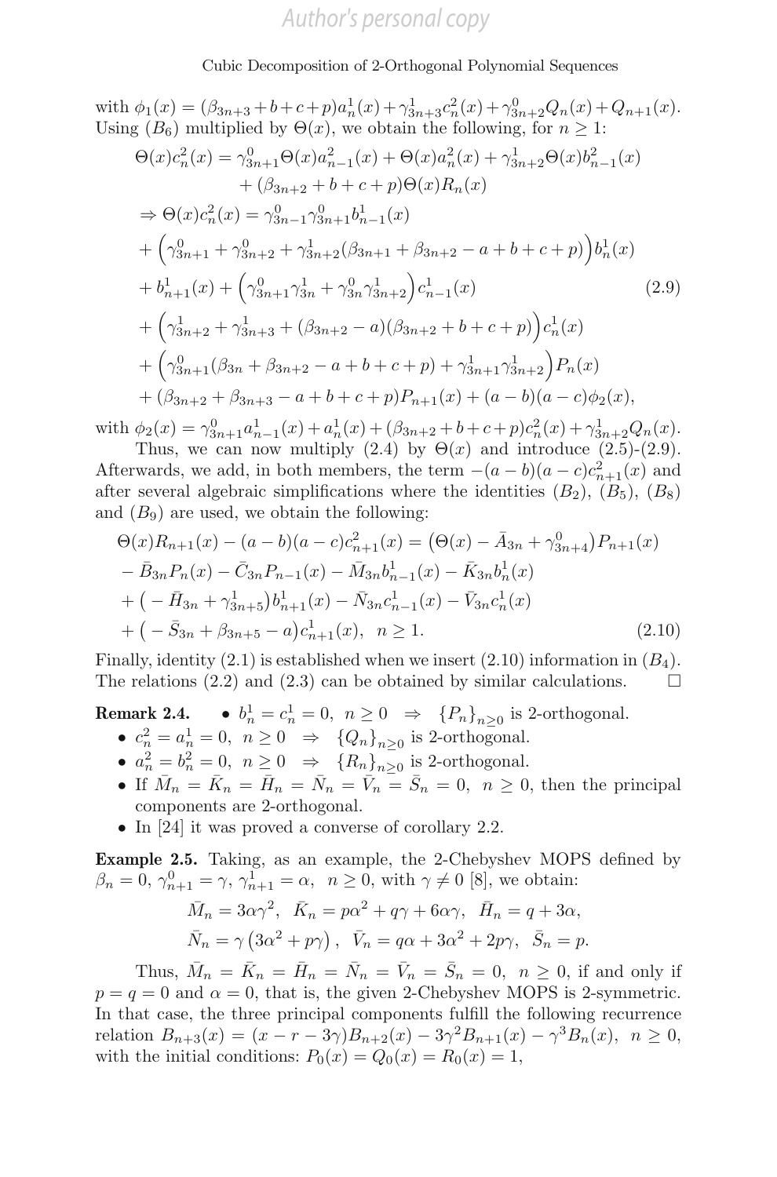with $\phi_1(x) = (\beta_{3n+3}+b+c+p)a_n^1(x)+\gamma_{3n+3}^1 c_n^2(x)+\gamma_{3n+2}^0 Q_n(x)+Q_{n+1}(x)$. Using $(B_6)$ multiplied by $\Theta(x)$, we obtain the following, for $n \geq 1$:

$$
\begin{aligned}
\Theta(x)c_n^2(x) &= \gamma_{3n+1}^0 \Theta(x) a_{n-1}^2(x) + \Theta(x)a_n^2(x) + \gamma_{3n+2}^1 \Theta(x) b_{n-1}^2(x) \\
&\quad + (\beta_{3n+2}+b+c+p)\Theta(x)R_n(x) \\
\Rightarrow \Theta(x)c_n^2(x) &= \gamma_{3n-1}^0\gamma_{3n+1}^0 b_{n-1}^1(x) \\
&+ \Big(\gamma_{3n+1}^0 + \gamma_{3n+2}^0 + \gamma_{3n+2}^1(\beta_{3n+1}+\beta_{3n+2}-a+b+c+p)\Big) b_n^1(x) \\
&+ b_{n+1}^1(x) + \Big(\gamma_{3n+1}^0\gamma_{3n}^1 + \gamma_{3n}^0\gamma_{3n+2}^1\Big)c_{n-1}^1(x) \\
&+ \Big(\gamma_{3n+2}^1 + \gamma_{3n+3}^1 + (\beta_{3n+2}-a)(\beta_{3n+2}+b+c+p)\Big)c_n^1(x) \\
&+ \Big(\gamma_{3n+1}^0(\beta_{3n}+\beta_{3n+2}-a+b+c+p) + \gamma_{3n+1}^1\gamma_{3n+2}^1\Big)P_n(x) \\
&+ (\beta_{3n+2}+\beta_{3n+3}-a+b+c+p)P_{n+1}(x) + (a-b)(a-c)\phi_2(x),
\end{aligned}
\tag{2.9}
$$

with $\phi_2(x) = \gamma_{3n+1}^0 a_{n-1}^1(x) + a_n^1(x) + (\beta_{3n+2}+b+c+p)c_n^2(x) + \gamma_{3n+2}^1 Q_n(x)$.

Thus, we can now multiply (2.4) by $\Theta(x)$ and introduce (2.5)-(2.9). Afterwards, we add, in both members, the term $-(a-b)(a-c)c_{n+1}^2(x)$ and after several algebraic simplifications where the identities $(B_2)$, $(B_5)$, $(B_8)$ and $(B_9)$ are used, we obtain the following:

$$
\begin{aligned}
\Theta(x)R_{n+1}(x) - (a-b)(a-c)c_{n+1}^2(x) &= \big(\Theta(x) - \bar{A}_{3n} + \gamma_{3n+4}^0\big)P_{n+1}(x) \\
&- \bar{B}_{3n}P_n(x) - \bar{C}_{3n}P_{n-1}(x) - \bar{M}_{3n}b_{n-1}^1(x) - \bar{K}_{3n}b_n^1(x) \\
&+ \big(-\bar{H}_{3n} + \gamma_{3n+5}^1\big)b_{n+1}^1(x) - \bar{N}_{3n}c_{n-1}^1(x) - \bar{V}_{3n}c_n^1(x) \\
&+ \big(-\bar{S}_{3n} + \beta_{3n+5} - a\big)c_{n+1}^1(x), \quad n \geq 1.
\end{aligned}
\tag{2.10}
$$

Finally, identity (2.1) is established when we insert (2.10) information in $(B_4)$. The relations (2.2) and (2.3) can be obtained by similar calculations. $\square$

**Remark 2.4.**
- $b_n^1 = c_n^1 = 0, \ n \geq 0 \ \Rightarrow \ \{P_n\}_{n\geq 0}$ is 2-orthogonal.
- $c_n^2 = a_n^1 = 0, \ n \geq 0 \ \Rightarrow \ \{Q_n\}_{n\geq 0}$ is 2-orthogonal.
- $a_n^2 = b_n^2 = 0, \ n \geq 0 \ \Rightarrow \ \{R_n\}_{n\geq 0}$ is 2-orthogonal.
- If $\bar{M}_n = \bar{K}_n = \bar{H}_n = \bar{N}_n = \bar{V}_n = \bar{S}_n = 0, \ n \geq 0$, then the principal components are 2-orthogonal.
- In [24] it was proved a converse of corollary 2.2.

**Example 2.5.** Taking, as an example, the 2-Chebyshev MOPS defined by $\beta_n = 0, \ \gamma_{n+1}^0 = \gamma, \ \gamma_{n+1}^1 = \alpha, \ n \geq 0$, with $\gamma \neq 0$ [8], we obtain:

$$
\begin{aligned}
&\bar{M}_n = 3\alpha\gamma^2, \ \ \bar{K}_n = p\alpha^2 + q\gamma + 6\alpha\gamma, \ \ \bar{H}_n = q + 3\alpha, \\
&\bar{N}_n = \gamma\left(3\alpha^2 + p\gamma\right), \ \ \bar{V}_n = q\alpha + 3\alpha^2 + 2p\gamma, \ \ \bar{S}_n = p.
\end{aligned}
$$

Thus, $\bar{M}_n = \bar{K}_n = \bar{H}_n = \bar{N}_n = \bar{V}_n = \bar{S}_n = 0, \ n \geq 0$, if and only if $p = q = 0$ and $\alpha = 0$, that is, the given 2-Chebyshev MOPS is 2-symmetric. In that case, the three principal components fulfill the following recurrence relation $B_{n+3}(x) = (x - r - 3\gamma)B_{n+2}(x) - 3\gamma^2 B_{n+1}(x) - \gamma^3 B_n(x), \ n \geq 0$, with the initial conditions: $P_0(x) = Q_0(x) = R_0(x) = 1$,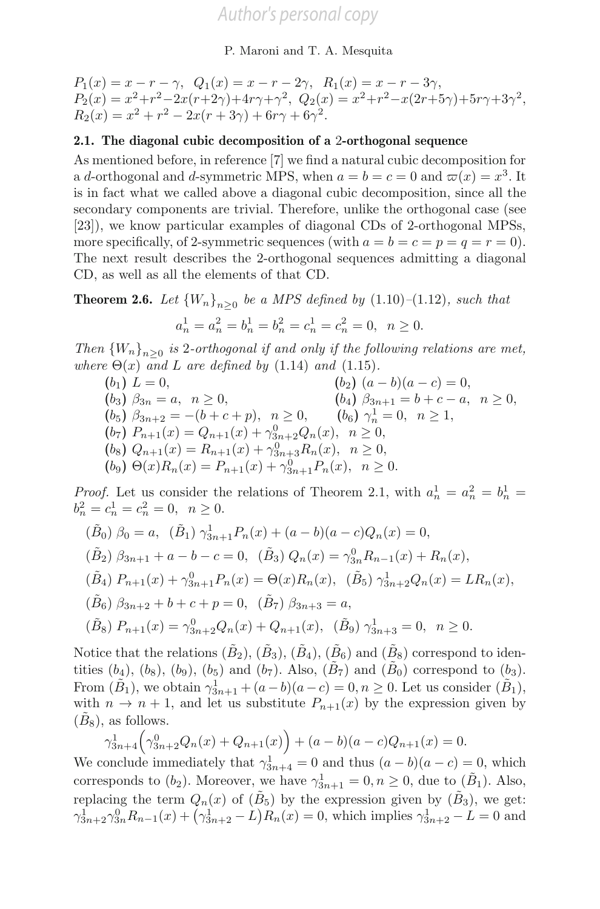$P_1(x) = x - r - \gamma,\ \ Q_1(x) = x - r - 2\gamma,\ \ R_1(x) = x - r - 3\gamma,$
$P_2(x) = x^2 + r^2 - 2x(r+2\gamma) + 4r\gamma + \gamma^2,\ \ Q_2(x) = x^2 + r^2 - x(2r+5\gamma) + 5r\gamma + 3\gamma^2,$
$R_2(x) = x^2 + r^2 - 2x(r+3\gamma) + 6r\gamma + 6\gamma^2.$

### 2.1. The diagonal cubic decomposition of a 2-orthogonal sequence

As mentioned before, in reference [7] we find a natural cubic decomposition for a $d$-orthogonal and $d$-symmetric MPS, when $a = b = c = 0$ and $\varpi(x) = x^3$. It is in fact what we called above a diagonal cubic decomposition, since all the secondary components are trivial. Therefore, unlike the orthogonal case (see [23]), we know particular examples of diagonal CDs of 2-orthogonal MPSs, more specifically, of 2-symmetric sequences (with $a = b = c = p = q = r = 0$). The next result describes the 2-orthogonal sequences admitting a diagonal CD, as well as all the elements of that CD.

**Theorem 2.6.** *Let $\{W_n\}_{n\geq 0}$ be a MPS defined by (1.10)–(1.12), such that*

$$a_n^1 = a_n^2 = b_n^1 = b_n^2 = c_n^1 = c_n^2 = 0,\ \ n \geq 0.$$

*Then $\{W_n\}_{n\geq 0}$ is 2-orthogonal if and only if the following relations are met, where $\Theta(x)$ and $L$ are defined by (1.14) and (1.15).*

- $(b_1)$ $L = 0,$
- $(b_2)$ $(a-b)(a-c) = 0,$
- $(b_3)$ $\beta_{3n} = a,\ \ n \geq 0,$
- $(b_4)$ $\beta_{3n+1} = b + c - a,\ \ n \geq 0,$
- $(b_5)$ $\beta_{3n+2} = -(b + c + p),\ \ n \geq 0,$
- $(b_6)$ $\gamma_n^1 = 0,\ \ n \geq 1,$
- $(b_7)$ $P_{n+1}(x) = Q_{n+1}(x) + \gamma_{3n+2}^0 Q_n(x),\ \ n \geq 0,$
- $(b_8)$ $Q_{n+1}(x) = R_{n+1}(x) + \gamma_{3n+3}^0 R_n(x),\ \ n \geq 0,$
- $(b_9)$ $\Theta(x)R_n(x) = P_{n+1}(x) + \gamma_{3n+1}^0 P_n(x),\ \ n \geq 0.$

*Proof.* Let us consider the relations of Theorem 2.1, with $a_n^1 = a_n^2 = b_n^1 = b_n^2 = c_n^1 = c_n^2 = 0,\ \ n \geq 0.$

$(\tilde{B}_0)$ $\beta_0 = a,$ $(\tilde{B}_1)$ $\gamma_{3n+1}^1 P_n(x) + (a-b)(a-c)Q_n(x) = 0,$

$(\tilde{B}_2)$ $\beta_{3n+1} + a - b - c = 0,$ $(\tilde{B}_3)$ $Q_n(x) = \gamma_{3n}^0 R_{n-1}(x) + R_n(x),$

$(\tilde{B}_4)$ $P_{n+1}(x) + \gamma_{3n+1}^0 P_n(x) = \Theta(x)R_n(x),$ $(\tilde{B}_5)$ $\gamma_{3n+2}^1 Q_n(x) = LR_n(x),$

$(\tilde{B}_6)$ $\beta_{3n+2} + b + c + p = 0,$ $(\tilde{B}_7)$ $\beta_{3n+3} = a,$

$(\tilde{B}_8)$ $P_{n+1}(x) = \gamma_{3n+2}^0 Q_n(x) + Q_{n+1}(x),$ $(\tilde{B}_9)$ $\gamma_{3n+3}^1 = 0,\ \ n \geq 0.$

Notice that the relations $(\tilde{B}_2)$, $(\tilde{B}_3)$, $(\tilde{B}_4)$, $(\tilde{B}_6)$ and $(\tilde{B}_8)$ correspond to identities $(b_4)$, $(b_8)$, $(b_9)$, $(b_5)$ and $(b_7)$. Also, $(\tilde{B}_7)$ and $(\tilde{B}_0)$ correspond to $(b_3)$. From $(\tilde{B}_1)$, we obtain $\gamma_{3n+1}^1 + (a-b)(a-c) = 0, n \geq 0$. Let us consider $(\tilde{B}_1)$, with $n \to n+1$, and let us substitute $P_{n+1}(x)$ by the expression given by $(\tilde{B}_8)$, as follows.

$$\gamma_{3n+4}^1\Big(\gamma_{3n+2}^0 Q_n(x) + Q_{n+1}(x)\Big) + (a-b)(a-c)Q_{n+1}(x) = 0.$$

We conclude immediately that $\gamma_{3n+4}^1 = 0$ and thus $(a-b)(a-c) = 0$, which corresponds to $(b_2)$. Moreover, we have $\gamma_{3n+1}^1 = 0, n \geq 0$, due to $(\tilde{B}_1)$. Also, replacing the term $Q_n(x)$ of $(\tilde{B}_5)$ by the expression given by $(\tilde{B}_3)$, we get: $\gamma_{3n+2}^1\gamma_{3n}^0 R_{n-1}(x) + \big(\gamma_{3n+2}^1 - L\big)R_n(x) = 0$, which implies $\gamma_{3n+2}^1 - L = 0$ and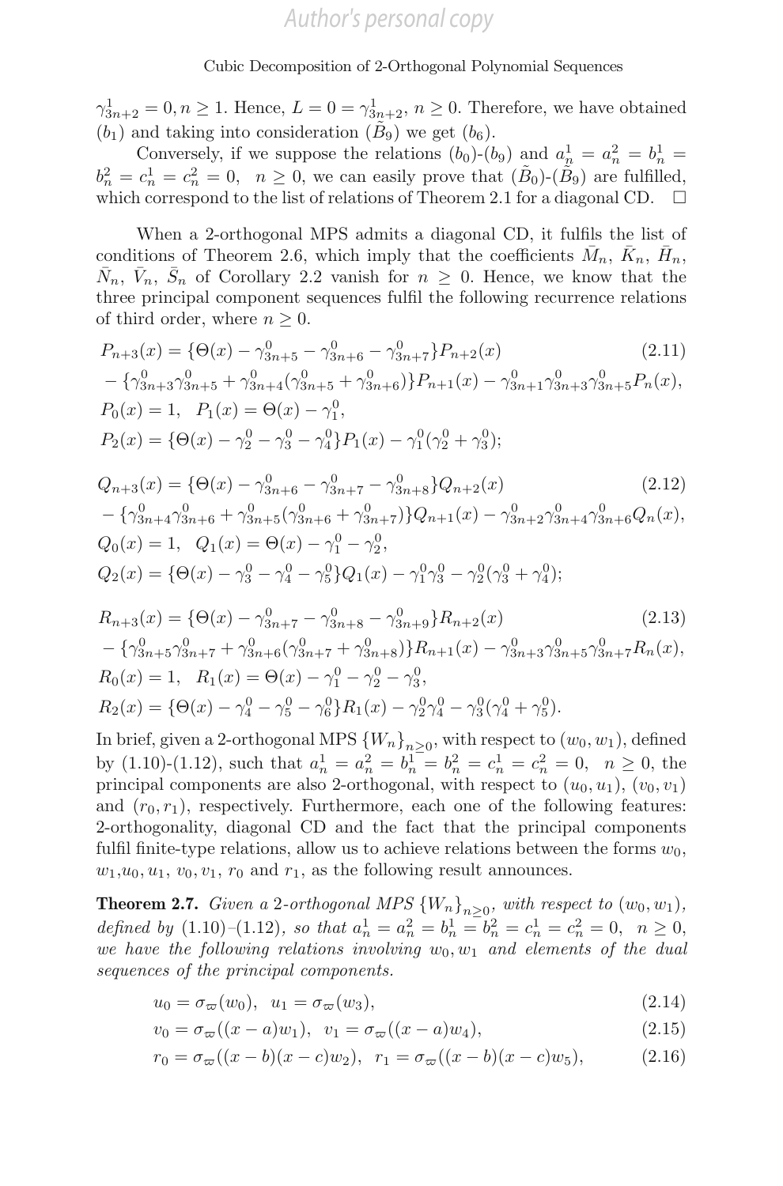$\gamma^1_{3n+2} = 0, n \geq 1$. Hence, $L = 0 = \gamma^1_{3n+2}$, $n \geq 0$. Therefore, we have obtained $(b_1)$ and taking into consideration $(\tilde{B}_9)$ we get $(b_6)$.

Conversely, if we suppose the relations $(b_0)$-$(b_9)$ and $a^1_n = a^2_n = b^1_n = b^2_n = c^1_n = c^2_n = 0$, $n \geq 0$, we can easily prove that $(\tilde{B}_0)$-$(\tilde{B}_9)$ are fulfilled, which correspond to the list of relations of Theorem 2.1 for a diagonal CD. $\square$

When a 2-orthogonal MPS admits a diagonal CD, it fulfils the list of conditions of Theorem 2.6, which imply that the coefficients $\bar{M}_n$, $\bar{K}_n$, $\bar{H}_n$, $\bar{N}_n$, $\bar{V}_n$, $\bar{S}_n$ of Corollary 2.2 vanish for $n \geq 0$. Hence, we know that the three principal component sequences fulfil the following recurrence relations of third order, where $n \geq 0$.

$$
\begin{aligned}
P_{n+3}(x) &= \{\Theta(x) - \gamma^0_{3n+5} - \gamma^0_{3n+6} - \gamma^0_{3n+7}\}P_{n+2}(x) \qquad (2.11)\\
&- \{\gamma^0_{3n+3}\gamma^0_{3n+5} + \gamma^0_{3n+4}(\gamma^0_{3n+5} + \gamma^0_{3n+6})\}P_{n+1}(x) - \gamma^0_{3n+1}\gamma^0_{3n+3}\gamma^0_{3n+5}P_n(x),\\
P_0(x) &= 1, \quad P_1(x) = \Theta(x) - \gamma^0_1,\\
P_2(x) &= \{\Theta(x) - \gamma^0_2 - \gamma^0_3 - \gamma^0_4\}P_1(x) - \gamma^0_1(\gamma^0_2 + \gamma^0_3);
\end{aligned}
$$

$$
\begin{aligned}
Q_{n+3}(x) &= \{\Theta(x) - \gamma^0_{3n+6} - \gamma^0_{3n+7} - \gamma^0_{3n+8}\}Q_{n+2}(x) \qquad (2.12)\\
&- \{\gamma^0_{3n+4}\gamma^0_{3n+6} + \gamma^0_{3n+5}(\gamma^0_{3n+6} + \gamma^0_{3n+7})\}Q_{n+1}(x) - \gamma^0_{3n+2}\gamma^0_{3n+4}\gamma^0_{3n+6}Q_n(x),\\
Q_0(x) &= 1, \quad Q_1(x) = \Theta(x) - \gamma^0_1 - \gamma^0_2,\\
Q_2(x) &= \{\Theta(x) - \gamma^0_3 - \gamma^0_4 - \gamma^0_5\}Q_1(x) - \gamma^0_1\gamma^0_3 - \gamma^0_2(\gamma^0_3 + \gamma^0_4);
\end{aligned}
$$

$$
\begin{aligned}
R_{n+3}(x) &= \{\Theta(x) - \gamma^0_{3n+7} - \gamma^0_{3n+8} - \gamma^0_{3n+9}\}R_{n+2}(x) \qquad (2.13)\\
&- \{\gamma^0_{3n+5}\gamma^0_{3n+7} + \gamma^0_{3n+6}(\gamma^0_{3n+7} + \gamma^0_{3n+8})\}R_{n+1}(x) - \gamma^0_{3n+3}\gamma^0_{3n+5}\gamma^0_{3n+7}R_n(x),\\
R_0(x) &= 1, \quad R_1(x) = \Theta(x) - \gamma^0_1 - \gamma^0_2 - \gamma^0_3,\\
R_2(x) &= \{\Theta(x) - \gamma^0_4 - \gamma^0_5 - \gamma^0_6\}R_1(x) - \gamma^0_2\gamma^0_4 - \gamma^0_3(\gamma^0_4 + \gamma^0_5).
\end{aligned}
$$

In brief, given a 2-orthogonal MPS $\{W_n\}_{n\geq 0}$, with respect to $(w_0, w_1)$, defined by (1.10)-(1.12), such that $a^1_n = a^2_n = b^1_n = b^2_n = c^1_n = c^2_n = 0$, $n \geq 0$, the principal components are also 2-orthogonal, with respect to $(u_0, u_1)$, $(v_0, v_1)$ and $(r_0, r_1)$, respectively. Furthermore, each one of the following features: 2-orthogonality, diagonal CD and the fact that the principal components fulfil finite-type relations, allow us to achieve relations between the forms $w_0$, $w_1$, $u_0$, $u_1$, $v_0$, $v_1$, $r_0$ and $r_1$, as the following result announces.

**Theorem 2.7.** *Given a 2-orthogonal MPS $\{W_n\}_{n\geq 0}$, with respect to $(w_0, w_1)$, defined by (1.10)–(1.12), so that $a^1_n = a^2_n = b^1_n = b^2_n = c^1_n = c^2_n = 0$, $n \geq 0$, we have the following relations involving $w_0, w_1$ and elements of the dual sequences of the principal components.*

$$u_0 = \sigma_\varpi(w_0), \quad u_1 = \sigma_\varpi(w_3), \tag{2.14}$$

$$v_0 = \sigma_\varpi((x-a)w_1), \quad v_1 = \sigma_\varpi((x-a)w_4), \tag{2.15}$$

$$r_0 = \sigma_\varpi((x-b)(x-c)w_2), \quad r_1 = \sigma_\varpi((x-b)(x-c)w_5), \tag{2.16}$$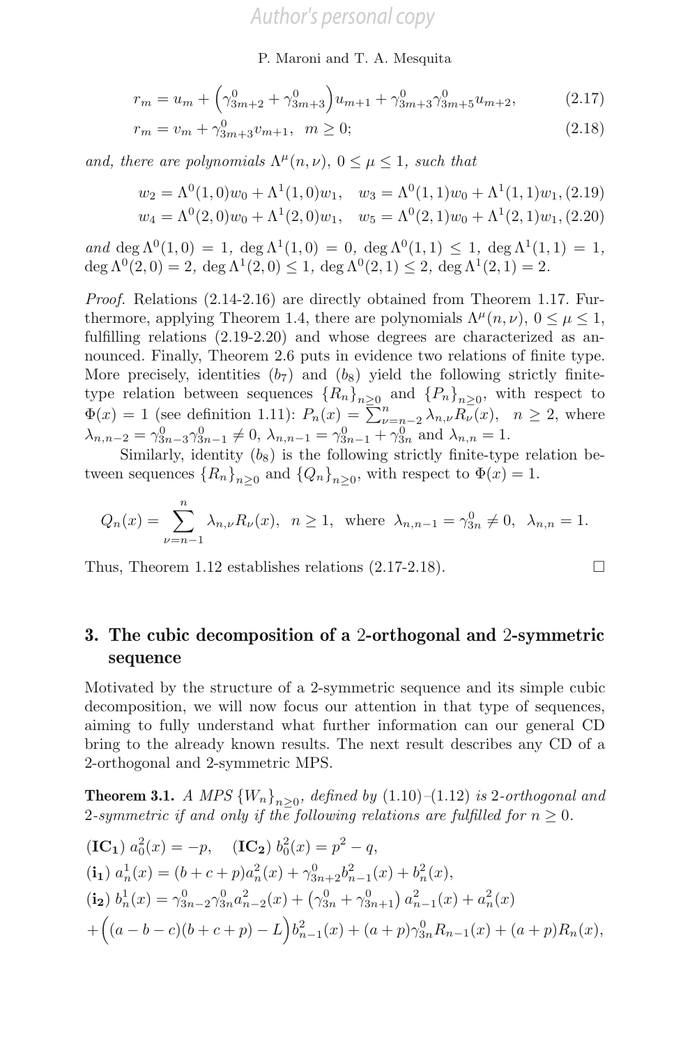$$r_m = u_m + \Big(\gamma^0_{3m+2} + \gamma^0_{3m+3}\Big)u_{m+1} + \gamma^0_{3m+3}\gamma^0_{3m+5}u_{m+2}, \tag{2.17}$$

$$r_m = v_m + \gamma^0_{3m+3}v_{m+1}, \;\; m \geq 0; \tag{2.18}$$

*and, there are polynomials* $\Lambda^\mu(n,\nu)$, $0 \leq \mu \leq 1$, *such that*

$$w_2 = \Lambda^0(1,0)w_0 + \Lambda^1(1,0)w_1, \quad w_3 = \Lambda^0(1,1)w_0 + \Lambda^1(1,1)w_1, \tag{2.19}$$

$$w_4 = \Lambda^0(2,0)w_0 + \Lambda^1(2,0)w_1, \quad w_5 = \Lambda^0(2,1)w_0 + \Lambda^1(2,1)w_1, \tag{2.20}$$

*and* $\deg \Lambda^0(1,0) = 1$, $\deg \Lambda^1(1,0) = 0$, $\deg \Lambda^0(1,1) \leq 1$, $\deg \Lambda^1(1,1) = 1$, $\deg \Lambda^0(2,0) = 2$, $\deg \Lambda^1(2,0) \leq 1$, $\deg \Lambda^0(2,1) \leq 2$, $\deg \Lambda^1(2,1) = 2$.

*Proof.* Relations (2.14-2.16) are directly obtained from Theorem 1.17. Furthermore, applying Theorem 1.4, there are polynomials $\Lambda^\mu(n,\nu)$, $0 \leq \mu \leq 1$, fulfilling relations (2.19-2.20) and whose degrees are characterized as announced. Finally, Theorem 2.6 puts in evidence two relations of finite type. More precisely, identities $(b_7)$ and $(b_8)$ yield the following strictly finite-type relation between sequences $\{R_n\}_{n\geq 0}$ and $\{P_n\}_{n\geq 0}$, with respect to $\Phi(x) = 1$ (see definition 1.11): $P_n(x) = \sum_{\nu=n-2}^{n} \lambda_{n,\nu}R_\nu(x)$, $\;n \geq 2$, where $\lambda_{n,n-2} = \gamma^0_{3n-3}\gamma^0_{3n-1} \neq 0$, $\lambda_{n,n-1} = \gamma^0_{3n-1} + \gamma^0_{3n}$ and $\lambda_{n,n} = 1$.

Similarly, identity $(b_8)$ is the following strictly finite-type relation between sequences $\{R_n\}_{n\geq 0}$ and $\{Q_n\}_{n\geq 0}$, with respect to $\Phi(x) = 1$.

$$Q_n(x) = \sum_{\nu=n-1}^{n} \lambda_{n,\nu}R_\nu(x), \;\; n \geq 1, \;\; \text{where} \;\; \lambda_{n,n-1} = \gamma^0_{3n} \neq 0, \;\; \lambda_{n,n} = 1.$$

Thus, Theorem 1.12 establishes relations (2.17-2.18). $\square$

## 3. The cubic decomposition of a 2-orthogonal and 2-symmetric sequence

Motivated by the structure of a 2-symmetric sequence and its simple cubic decomposition, we will now focus our attention in that type of sequences, aiming to fully understand what further information can our general CD bring to the already known results. The next result describes any CD of a 2-orthogonal and 2-symmetric MPS.

**Theorem 3.1.** *A MPS* $\{W_n\}_{n\geq 0}$, *defined by* (1.10)–(1.12) *is* 2*-orthogonal and* 2*-symmetric if and only if the following relations are fulfilled for* $n \geq 0$.

$(\mathbf{IC_1})$ $a^2_0(x) = -p$, $\quad (\mathbf{IC_2})$ $b^2_0(x) = p^2 - q$,

$(\mathbf{i_1})$ $a^1_n(x) = (b + c + p)a^2_n(x) + \gamma^0_{3n+2}b^2_{n-1}(x) + b^2_n(x)$,

$(\mathbf{i_2})$ $b^1_n(x) = \gamma^0_{3n-2}\gamma^0_{3n}a^2_{n-2}(x) + \left(\gamma^0_{3n} + \gamma^0_{3n+1}\right)a^2_{n-1}(x) + a^2_n(x)$
$+\Big((a - b - c)(b + c + p) - L\Big)b^2_{n-1}(x) + (a + p)\gamma^0_{3n}R_{n-1}(x) + (a + p)R_n(x)$,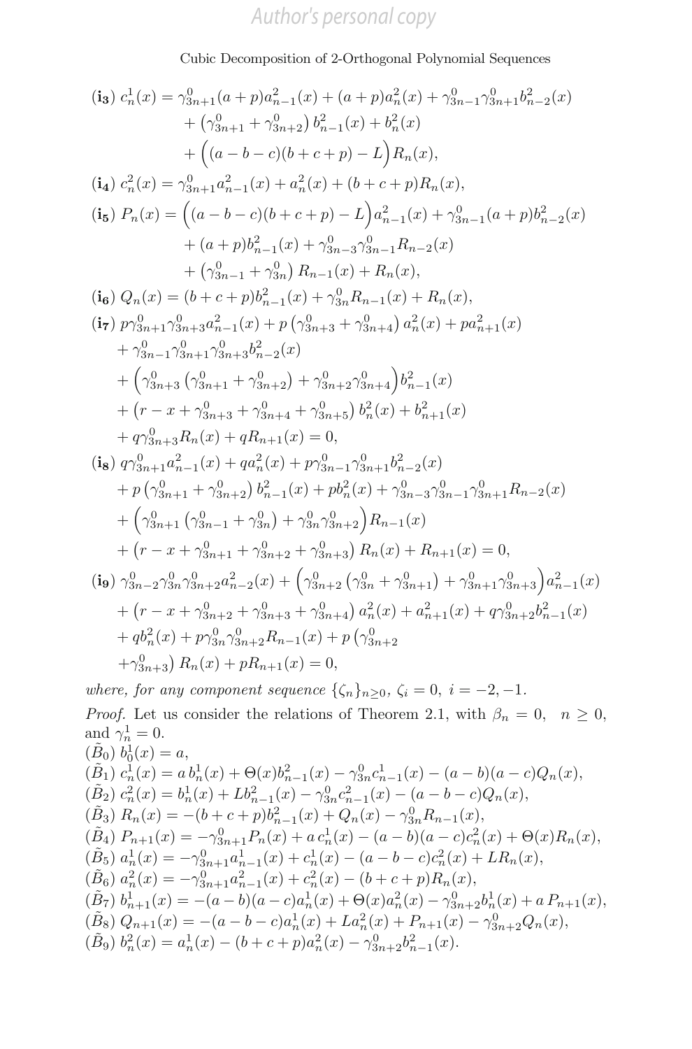**(i₃)** $c_n^1(x) = \gamma_{3n+1}^0(a+p)a_{n-1}^2(x) + (a+p)a_n^2(x) + \gamma_{3n-1}^0\gamma_{3n+1}^0 b_{n-2}^2(x) + \left(\gamma_{3n+1}^0 + \gamma_{3n+2}^0\right) b_{n-1}^2(x) + b_n^2(x) + \Big((a-b-c)(b+c+p) - L\Big)R_n(x),$

**(i₄)** $c_n^2(x) = \gamma_{3n+1}^0 a_{n-1}^2(x) + a_n^2(x) + (b+c+p)R_n(x),$

**(i₅)** $P_n(x) = \Big((a-b-c)(b+c+p) - L\Big)a_{n-1}^2(x) + \gamma_{3n-1}^0(a+p)b_{n-2}^2(x) + (a+p)b_{n-1}^2(x) + \gamma_{3n-3}^0\gamma_{3n-1}^0 R_{n-2}(x) + \left(\gamma_{3n-1}^0 + \gamma_{3n}^0\right) R_{n-1}(x) + R_n(x),$

**(i₆)** $Q_n(x) = (b+c+p)b_{n-1}^2(x) + \gamma_{3n}^0 R_{n-1}(x) + R_n(x),$

**(i₇)** $p\gamma_{3n+1}^0\gamma_{3n+3}^0 a_{n-1}^2(x) + p\left(\gamma_{3n+3}^0 + \gamma_{3n+4}^0\right) a_n^2(x) + pa_{n+1}^2(x) + \gamma_{3n-1}^0\gamma_{3n+1}^0\gamma_{3n+3}^0 b_{n-2}^2(x) + \Big(\gamma_{3n+3}^0\left(\gamma_{3n+1}^0 + \gamma_{3n+2}^0\right) + \gamma_{3n+2}^0\gamma_{3n+4}^0\Big)b_{n-1}^2(x) + \left(r - x + \gamma_{3n+3}^0 + \gamma_{3n+4}^0 + \gamma_{3n+5}^0\right) b_n^2(x) + b_{n+1}^2(x) + q\gamma_{3n+3}^0 R_n(x) + qR_{n+1}(x) = 0,$

**(i₈)** $q\gamma_{3n+1}^0 a_{n-1}^2(x) + qa_n^2(x) + p\gamma_{3n-1}^0\gamma_{3n+1}^0 b_{n-2}^2(x) + p\left(\gamma_{3n+1}^0 + \gamma_{3n+2}^0\right) b_{n-1}^2(x) + pb_n^2(x) + \gamma_{3n-3}^0\gamma_{3n-1}^0\gamma_{3n+1}^0 R_{n-2}(x) + \Big(\gamma_{3n+1}^0\left(\gamma_{3n-1}^0 + \gamma_{3n}^0\right) + \gamma_{3n}^0\gamma_{3n+2}^0\Big)R_{n-1}(x) + \left(r - x + \gamma_{3n+1}^0 + \gamma_{3n+2}^0 + \gamma_{3n+3}^0\right) R_n(x) + R_{n+1}(x) = 0,$

**(i₉)** $\gamma_{3n-2}^0\gamma_{3n}^0\gamma_{3n+2}^0 a_{n-2}^2(x) + \Big(\gamma_{3n+2}^0\left(\gamma_{3n}^0 + \gamma_{3n+1}^0\right) + \gamma_{3n+1}^0\gamma_{3n+3}^0\Big)a_{n-1}^2(x) + \left(r - x + \gamma_{3n+2}^0 + \gamma_{3n+3}^0 + \gamma_{3n+4}^0\right) a_n^2(x) + a_{n+1}^2(x) + q\gamma_{3n+2}^0 b_{n-1}^2(x) + qb_n^2(x) + p\gamma_{3n}^0\gamma_{3n+2}^0 R_{n-1}(x) + p\left(\gamma_{3n+2}^0 + \gamma_{3n+3}^0\right) R_n(x) + pR_{n+1}(x) = 0,$

*where, for any component sequence* $\{\zeta_n\}_{n\geq 0}$, $\zeta_i = 0,\ i = -2, -1$.

*Proof.* Let us consider the relations of Theorem 2.1, with $\beta_n = 0, \quad n \geq 0$, and $\gamma_n^1 = 0$.

$(\tilde{B}_0)$ $b_0^1(x) = a,$

$(\tilde{B}_1)$ $c_n^1(x) = a\, b_n^1(x) + \Theta(x)b_{n-1}^2(x) - \gamma_{3n}^0 c_{n-1}^1(x) - (a-b)(a-c)Q_n(x),$

$(\tilde{B}_2)$ $c_n^2(x) = b_n^1(x) + Lb_{n-1}^2(x) - \gamma_{3n}^0 c_{n-1}^2(x) - (a-b-c)Q_n(x),$

$(\tilde{B}_3)$ $R_n(x) = -(b+c+p)b_{n-1}^2(x) + Q_n(x) - \gamma_{3n}^0 R_{n-1}(x),$

$(\tilde{B}_4)$ $P_{n+1}(x) = -\gamma_{3n+1}^0 P_n(x) + a\, c_n^1(x) - (a-b)(a-c)c_n^2(x) + \Theta(x)R_n(x),$

$(\tilde{B}_5)$ $a_n^1(x) = -\gamma_{3n+1}^0 a_{n-1}^1(x) + c_n^1(x) - (a-b-c)c_n^2(x) + LR_n(x),$

$(\tilde{B}_6)$ $a_n^2(x) = -\gamma_{3n+1}^0 a_{n-1}^2(x) + c_n^2(x) - (b+c+p)R_n(x),$

$(\tilde{B}_7)$ $b_{n+1}^1(x) = -(a-b)(a-c)a_n^1(x) + \Theta(x)a_n^2(x) - \gamma_{3n+2}^0 b_n^1(x) + a\, P_{n+1}(x),$

$(\tilde{B}_8)$ $Q_{n+1}(x) = -(a-b-c)a_n^1(x) + La_n^2(x) + P_{n+1}(x) - \gamma_{3n+2}^0 Q_n(x),$

$(\tilde{B}_9)$ $b_n^2(x) = a_n^1(x) - (b+c+p)a_n^2(x) - \gamma_{3n+2}^0 b_{n-1}^2(x).$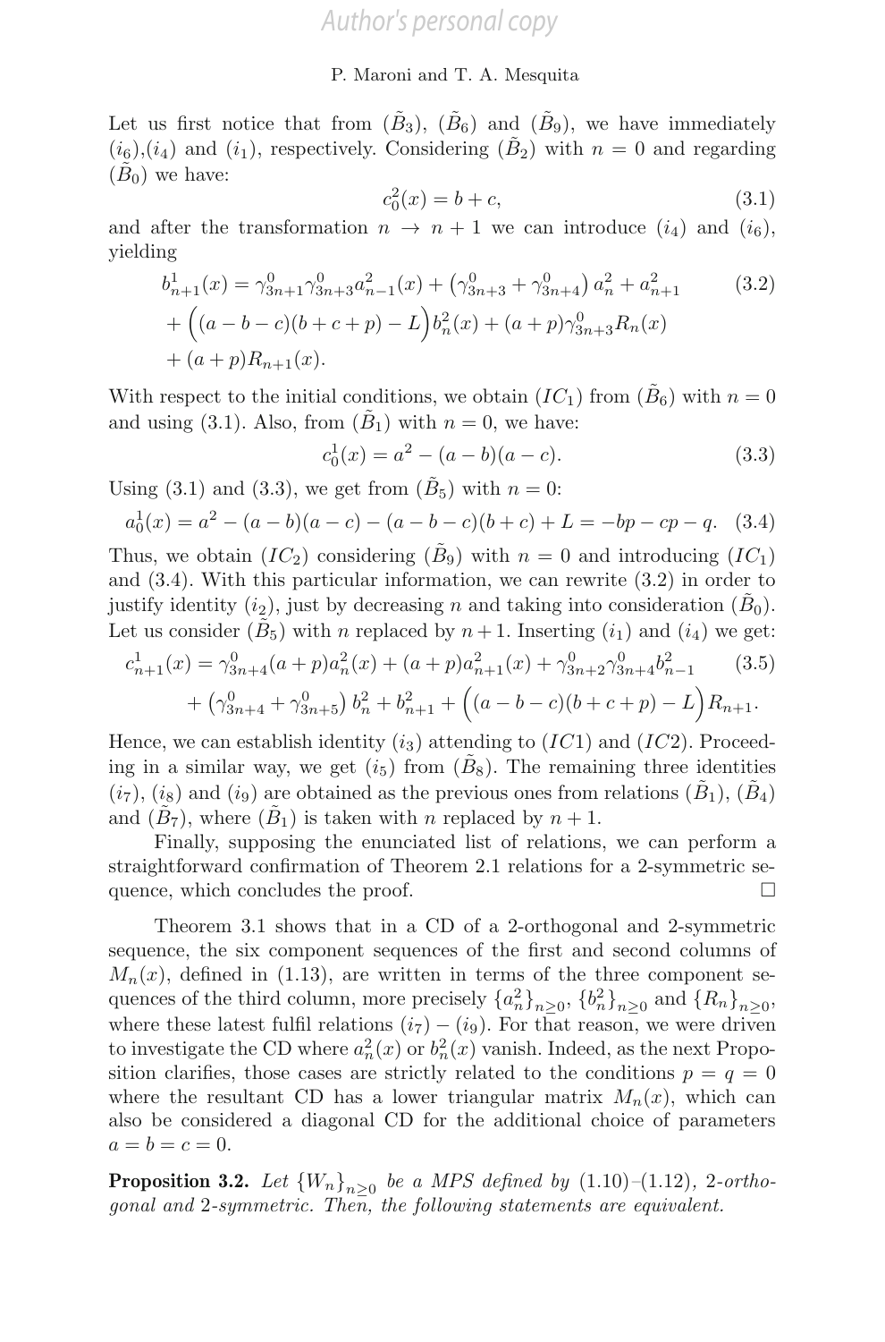Let us first notice that from $(\tilde{B}_3)$, $(\tilde{B}_6)$ and $(\tilde{B}_9)$, we have immediately $(i_6)$,$(i_4)$ and $(i_1)$, respectively. Considering $(\tilde{B}_2)$ with $n = 0$ and regarding $(\tilde{B}_0)$ we have:

$$c_0^2(x) = b + c, \tag{3.1}$$

and after the transformation $n \to n+1$ we can introduce $(i_4)$ and $(i_6)$, yielding

$$\begin{aligned} b_{n+1}^1(x) &= \gamma_{3n+1}^0 \gamma_{3n+3}^0 a_{n-1}^2(x) + \left(\gamma_{3n+3}^0 + \gamma_{3n+4}^0\right) a_n^2 + a_{n+1}^2 \\ &+ \Big((a-b-c)(b+c+p) - L\Big) b_n^2(x) + (a+p)\gamma_{3n+3}^0 R_n(x) \\ &+ (a+p) R_{n+1}(x). \end{aligned} \tag{3.2}$$

With respect to the initial conditions, we obtain $(IC_1)$ from $(\tilde{B}_6)$ with $n = 0$ and using (3.1). Also, from $(\tilde{B}_1)$ with $n = 0$, we have:

$$c_0^1(x) = a^2 - (a-b)(a-c). \tag{3.3}$$

Using (3.1) and (3.3), we get from $(\tilde{B}_5)$ with $n = 0$:

$$a_0^1(x) = a^2 - (a-b)(a-c) - (a-b-c)(b+c) + L = -bp - cp - q. \tag{3.4}$$

Thus, we obtain $(IC_2)$ considering $(\tilde{B}_9)$ with $n = 0$ and introducing $(IC_1)$ and (3.4). With this particular information, we can rewrite (3.2) in order to justify identity $(i_2)$, just by decreasing $n$ and taking into consideration $(\tilde{B}_0)$. Let us consider $(\tilde{B}_5)$ with $n$ replaced by $n+1$. Inserting $(i_1)$ and $(i_4)$ we get:

$$\begin{aligned} c_{n+1}^1(x) &= \gamma_{3n+4}^0 (a+p) a_n^2(x) + (a+p) a_{n+1}^2(x) + \gamma_{3n+2}^0 \gamma_{3n+4}^0 b_{n-1}^2 \\ &+ \left(\gamma_{3n+4}^0 + \gamma_{3n+5}^0\right) b_n^2 + b_{n+1}^2 + \Big((a-b-c)(b+c+p) - L\Big) R_{n+1}. \end{aligned} \tag{3.5}$$

Hence, we can establish identity $(i_3)$ attending to $(IC1)$ and $(IC2)$. Proceeding in a similar way, we get $(i_5)$ from $(\tilde{B}_8)$. The remaining three identities $(i_7)$, $(i_8)$ and $(i_9)$ are obtained as the previous ones from relations $(\tilde{B}_1)$, $(\tilde{B}_4)$ and $(\tilde{B}_7)$, where $(\tilde{B}_1)$ is taken with $n$ replaced by $n+1$.

Finally, supposing the enunciated list of relations, we can perform a straightforward confirmation of Theorem 2.1 relations for a 2-symmetric sequence, which concludes the proof. □

Theorem 3.1 shows that in a CD of a 2-orthogonal and 2-symmetric sequence, the six component sequences of the first and second columns of $M_n(x)$, defined in (1.13), are written in terms of the three component sequences of the third column, more precisely $\{a_n^2\}_{n\geq 0}$, $\{b_n^2\}_{n\geq 0}$ and $\{R_n\}_{n\geq 0}$, where these latest fulfil relations $(i_7) - (i_9)$. For that reason, we were driven to investigate the CD where $a_n^2(x)$ or $b_n^2(x)$ vanish. Indeed, as the next Proposition clarifies, those cases are strictly related to the conditions $p = q = 0$ where the resultant CD has a lower triangular matrix $M_n(x)$, which can also be considered a diagonal CD for the additional choice of parameters $a = b = c = 0$.

**Proposition 3.2.** *Let $\{W_n\}_{n\geq 0}$ be a MPS defined by (1.10)–(1.12), 2-orthogonal and 2-symmetric. Then, the following statements are equivalent.*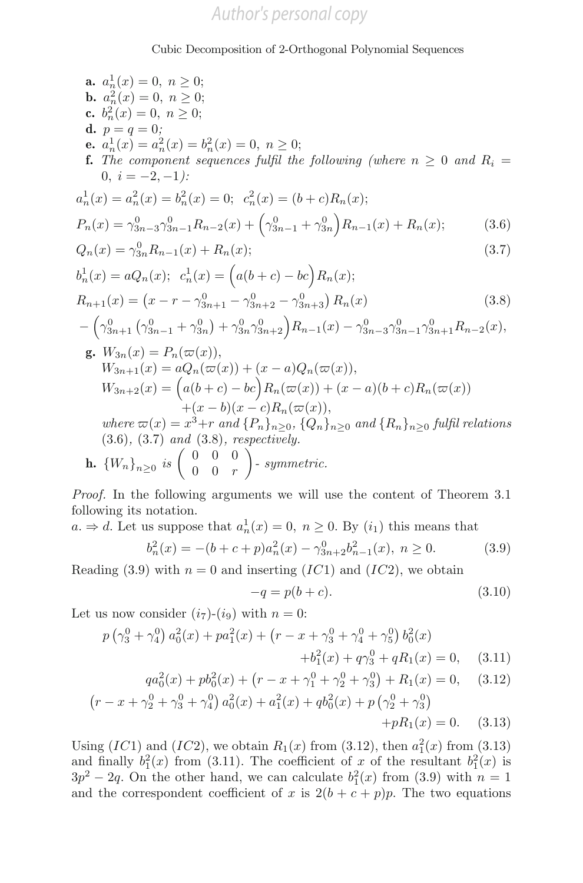**a.** $a_n^1(x) = 0,\ n \geq 0;$
**b.** $a_n^2(x) = 0,\ n \geq 0;$
**c.** $b_n^2(x) = 0,\ n \geq 0;$
**d.** $p = q = 0;$
**e.** $a_n^1(x) = a_n^2(x) = b_n^2(x) = 0,\ n \geq 0;$
**f.** *The component sequences fulfil the following (where $n \geq 0$ and $R_i = 0,\ i = -2, -1$):*

$$a_n^1(x) = a_n^2(x) = b_n^2(x) = 0;\ \ c_n^2(x) = (b+c)R_n(x);$$

$$P_n(x) = \gamma_{3n-3}^0\gamma_{3n-1}^0 R_{n-2}(x) + \left(\gamma_{3n-1}^0 + \gamma_{3n}^0\right) R_{n-1}(x) + R_n(x); \tag{3.6}$$

$$Q_n(x) = \gamma_{3n}^0 R_{n-1}(x) + R_n(x); \tag{3.7}$$

$$b_n^1(x) = aQ_n(x);\ \ c_n^1(x) = \Big(a(b+c) - bc\Big) R_n(x);$$

$$R_{n+1}(x) = \left(x - r - \gamma_{3n+1}^0 - \gamma_{3n+2}^0 - \gamma_{3n+3}^0\right) R_n(x) \tag{3.8}$$

$$-\left(\gamma_{3n+1}^0\left(\gamma_{3n-1}^0 + \gamma_{3n}^0\right) + \gamma_{3n}^0\gamma_{3n+2}^0\right) R_{n-1}(x) - \gamma_{3n-3}^0\gamma_{3n-1}^0\gamma_{3n+1}^0 R_{n-2}(x),$$

**g.** $W_{3n}(x) = P_n(\varpi(x)),$
$W_{3n+1}(x) = aQ_n(\varpi(x)) + (x-a)Q_n(\varpi(x)),$
$W_{3n+2}(x) = \Big(a(b+c) - bc\Big) R_n(\varpi(x)) + (x-a)(b+c)R_n(\varpi(x))$
$\qquad + (x-b)(x-c)R_n(\varpi(x)),$
*where* $\varpi(x) = x^3 + r$ *and* $\{P_n\}_{n\geq 0}$, $\{Q_n\}_{n\geq 0}$ *and* $\{R_n\}_{n\geq 0}$ *fulfil relations* (3.6), (3.7) *and* (3.8), *respectively.*

**h.** $\{W_n\}_{n\geq 0}$ *is* $\begin{pmatrix} 0 & 0 & 0 \\ 0 & 0 & r \end{pmatrix}$*- symmetric.*

*Proof.* In the following arguments we will use the content of Theorem 3.1 following its notation.

*a.* $\Rightarrow$ *d.* Let us suppose that $a_n^1(x) = 0,\ n \geq 0$. By $(i_1)$ this means that

$$b_n^2(x) = -(b+c+p)a_n^2(x) - \gamma_{3n+2}^0 b_{n-1}^2(x),\ n \geq 0. \tag{3.9}$$

Reading (3.9) with $n = 0$ and inserting $(IC1)$ and $(IC2)$, we obtain

$$-q = p(b+c). \tag{3.10}$$

Let us now consider $(i_7)$-$(i_9)$ with $n = 0$:

$$p\left(\gamma_3^0 + \gamma_4^0\right) a_0^2(x) + pa_1^2(x) + \left(r - x + \gamma_3^0 + \gamma_4^0 + \gamma_5^0\right) b_0^2(x) + b_1^2(x) + q\gamma_3^0 + qR_1(x) = 0, \tag{3.11}$$

$$qa_0^2(x) + pb_0^2(x) + \left(r - x + \gamma_1^0 + \gamma_2^0 + \gamma_3^0\right) + R_1(x) = 0, \tag{3.12}$$

$$\left(r - x + \gamma_2^0 + \gamma_3^0 + \gamma_4^0\right) a_0^2(x) + a_1^2(x) + qb_0^2(x) + p\left(\gamma_2^0 + \gamma_3^0\right) + pR_1(x) = 0. \tag{3.13}$$

Using $(IC1)$ and $(IC2)$, we obtain $R_1(x)$ from (3.12), then $a_1^2(x)$ from (3.13) and finally $b_1^2(x)$ from (3.11). The coefficient of $x$ of the resultant $b_1^2(x)$ is $3p^2 - 2q$. On the other hand, we can calculate $b_1^2(x)$ from (3.9) with $n = 1$ and the correspondent coefficient of $x$ is $2(b+c+p)p$. The two equations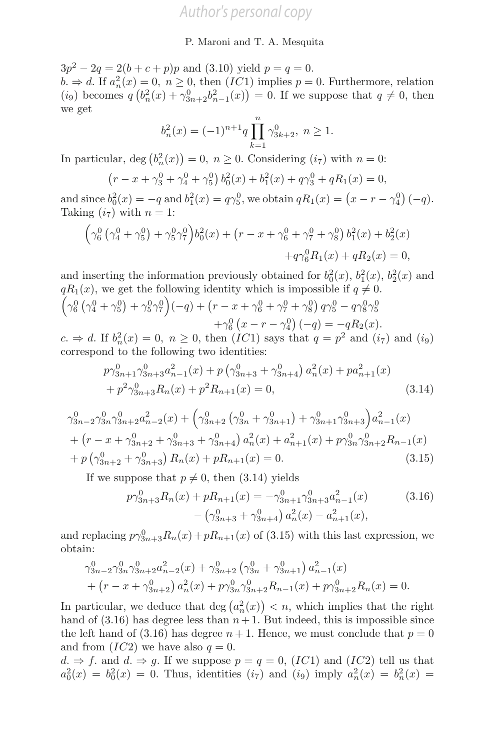$3p^2 - 2q = 2(b+c+p)p$ and (3.10) yield $p = q = 0$.

*b.* $\Rightarrow$ *d.* If $a_n^2(x) = 0,\ n \geq 0$, then $(IC1)$ implies $p = 0$. Furthermore, relation $(i_9)$ becomes $q\left(b_n^2(x) + \gamma_{3n+2}^0 b_{n-1}^2(x)\right) = 0$. If we suppose that $q \neq 0$, then we get

$$b_n^2(x) = (-1)^{n+1} q \prod_{k=1}^{n} \gamma_{3k+2}^0,\ n \geq 1.$$

In particular, $\deg\left(b_n^2(x)\right) = 0,\ n \geq 0$. Considering $(i_7)$ with $n = 0$:

$$\left(r - x + \gamma_3^0 + \gamma_4^0 + \gamma_5^0\right) b_0^2(x) + b_1^2(x) + q\gamma_3^0 + qR_1(x) = 0,$$

and since $b_0^2(x) = -q$ and $b_1^2(x) = q\gamma_5^0$, we obtain $qR_1(x) = \left(x - r - \gamma_4^0\right)(-q)$. Taking $(i_7)$ with $n = 1$:

$$\begin{aligned}\Big(\gamma_6^0\left(\gamma_4^0 + \gamma_5^0\right) + \gamma_5^0\gamma_7^0\Big) b_0^2(x) + \left(r - x + \gamma_6^0 + \gamma_7^0 + \gamma_8^0\right) b_1^2(x) + b_2^2(x) \\ + q\gamma_6^0 R_1(x) + qR_2(x) = 0,\end{aligned}$$

and inserting the information previously obtained for $b_0^2(x)$, $b_1^2(x)$, $b_2^2(x)$ and $qR_1(x)$, we get the following identity which is impossible if $q \neq 0$.

$$\begin{aligned}\Big(\gamma_6^0\left(\gamma_4^0 + \gamma_5^0\right) + \gamma_5^0\gamma_7^0\Big)(-q) + \left(r - x + \gamma_6^0 + \gamma_7^0 + \gamma_8^0\right) q\gamma_5^0 - q\gamma_8^0\gamma_5^0 \\ + \gamma_6^0\left(x - r - \gamma_4^0\right)(-q) = -qR_2(x).\end{aligned}$$

*c.* $\Rightarrow$ *d.* If $b_n^2(x) = 0,\ n \geq 0$, then $(IC1)$ says that $q = p^2$ and $(i_7)$ and $(i_9)$ correspond to the following two identities:

$$\begin{aligned}& p\gamma_{3n+1}^0\gamma_{3n+3}^0 a_{n-1}^2(x) + p\left(\gamma_{3n+3}^0 + \gamma_{3n+4}^0\right) a_n^2(x) + pa_{n+1}^2(x) \\ & + p^2\gamma_{3n+3}^0 R_n(x) + p^2 R_{n+1}(x) = 0,\end{aligned} \tag{3.14}$$

$$\begin{aligned}& \gamma_{3n-2}^0\gamma_{3n}^0\gamma_{3n+2}^0 a_{n-2}^2(x) + \Big(\gamma_{3n+2}^0\left(\gamma_{3n}^0 + \gamma_{3n+1}^0\right) + \gamma_{3n+1}^0\gamma_{3n+3}^0\Big) a_{n-1}^2(x) \\ & + \left(r - x + \gamma_{3n+2}^0 + \gamma_{3n+3}^0 + \gamma_{3n+4}^0\right) a_n^2(x) + a_{n+1}^2(x) + p\gamma_{3n}^0\gamma_{3n+2}^0 R_{n-1}(x) \\ & + p\left(\gamma_{3n+2}^0 + \gamma_{3n+3}^0\right) R_n(x) + pR_{n+1}(x) = 0.\end{aligned} \tag{3.15}$$

If we suppose that $p \neq 0$, then (3.14) yields

$$\begin{aligned}p\gamma_{3n+3}^0 R_n(x) + pR_{n+1}(x) = & -\gamma_{3n+1}^0\gamma_{3n+3}^0 a_{n-1}^2(x) \\ & - \left(\gamma_{3n+3}^0 + \gamma_{3n+4}^0\right) a_n^2(x) - a_{n+1}^2(x),\end{aligned} \tag{3.16}$$

and replacing $p\gamma_{3n+3}^0 R_n(x) + pR_{n+1}(x)$ of (3.15) with this last expression, we obtain:

$$\begin{aligned}& \gamma_{3n-2}^0\gamma_{3n}^0\gamma_{3n+2}^0 a_{n-2}^2(x) + \gamma_{3n+2}^0\left(\gamma_{3n}^0 + \gamma_{3n+1}^0\right) a_{n-1}^2(x) \\ & + \left(r - x + \gamma_{3n+2}^0\right) a_n^2(x) + p\gamma_{3n}^0\gamma_{3n+2}^0 R_{n-1}(x) + p\gamma_{3n+2}^0 R_n(x) = 0.\end{aligned}$$

In particular, we deduce that $\deg\left(a_n^2(x)\right) < n$, which implies that the right hand of (3.16) has degree less than $n+1$. But indeed, this is impossible since the left hand of (3.16) has degree $n+1$. Hence, we must conclude that $p = 0$ and from $(IC2)$ we have also $q = 0$.

*d.* $\Rightarrow$ *f.* and *d.* $\Rightarrow$ *g.* If we suppose $p = q = 0$, $(IC1)$ and $(IC2)$ tell us that $a_0^2(x) = b_0^2(x) = 0$. Thus, identities $(i_7)$ and $(i_9)$ imply $a_n^2(x) = b_n^2(x) =$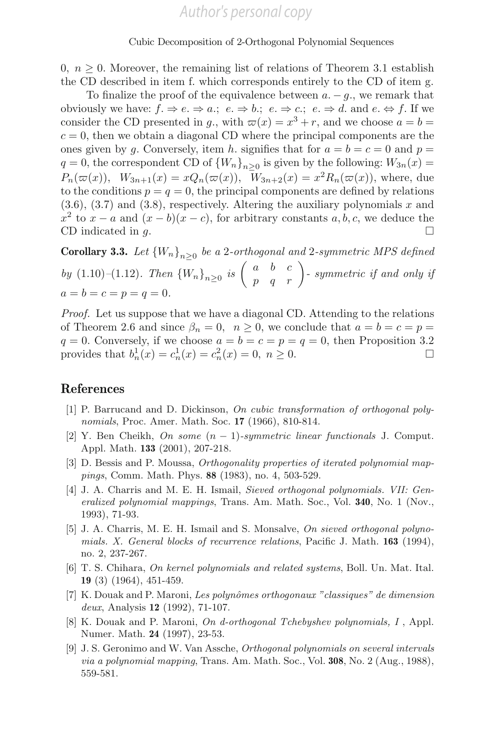0, $n \geq 0$. Moreover, the remaining list of relations of Theorem 3.1 establish the CD described in item f. which corresponds entirely to the CD of item g.

To finalize the proof of the equivalence between $a. - g.$, we remark that obviously we have: $f. \Rightarrow e. \Rightarrow a.$; $e. \Rightarrow b.$; $e. \Rightarrow c.$; $e. \Rightarrow d.$ and $e. \Leftrightarrow f.$ If we consider the CD presented in $g.$, with $\varpi(x) = x^3 + r$, and we choose $a = b = c = 0$, then we obtain a diagonal CD where the principal components are the ones given by $g.$ Conversely, item $h.$ signifies that for $a = b = c = 0$ and $p = q = 0$, the correspondent CD of $\{W_n\}_{n\geq 0}$ is given by the following: $W_{3n}(x) = P_n(\varpi(x))$, $W_{3n+1}(x) = xQ_n(\varpi(x))$, $W_{3n+2}(x) = x^2R_n(\varpi(x))$, where, due to the conditions $p = q = 0$, the principal components are defined by relations (3.6), (3.7) and (3.8), respectively. Altering the auxiliary polynomials $x$ and $x^2$ to $x - a$ and $(x - b)(x - c)$, for arbitrary constants $a, b, c$, we deduce the CD indicated in $g.$ $\square$

**Corollary 3.3.** *Let $\{W_n\}_{n\geq 0}$ be a 2-orthogonal and 2-symmetric MPS defined by (1.10)–(1.12). Then $\{W_n\}_{n\geq 0}$ is $\begin{pmatrix} a & b & c \\ p & q & r \end{pmatrix}$- symmetric if and only if $a = b = c = p = q = 0$.*

*Proof.* Let us suppose that we have a diagonal CD. Attending to the relations of Theorem 2.6 and since $\beta_n = 0$, $n \geq 0$, we conclude that $a = b = c = p = q = 0$. Conversely, if we choose $a = b = c = p = q = 0$, then Proposition 3.2 provides that $b_n^1(x) = c_n^1(x) = c_n^2(x) = 0$, $n \geq 0$. $\square$

## References

[1] P. Barrucand and D. Dickinson, *On cubic transformation of orthogonal polynomials*, Proc. Amer. Math. Soc. **17** (1966), 810-814.

[2] Y. Ben Cheikh, *On some $(n-1)$-symmetric linear functionals* J. Comput. Appl. Math. **133** (2001), 207-218.

[3] D. Bessis and P. Moussa, *Orthogonality properties of iterated polynomial mappings*, Comm. Math. Phys. **88** (1983), no. 4, 503-529.

[4] J. A. Charris and M. E. H. Ismail, *Sieved orthogonal polynomials. VII: Generalized polynomial mappings*, Trans. Am. Math. Soc., Vol. **340**, No. 1 (Nov., 1993), 71-93.

[5] J. A. Charris, M. E. H. Ismail and S. Monsalve, *On sieved orthogonal polynomials. X. General blocks of recurrence relations*, Pacific J. Math. **163** (1994), no. 2, 237-267.

[6] T. S. Chihara, *On kernel polynomials and related systems*, Boll. Un. Mat. Ital. **19** (3) (1964), 451-459.

[7] K. Douak and P. Maroni, *Les polynômes orthogonaux "classiques" de dimension deux*, Analysis **12** (1992), 71-107.

[8] K. Douak and P. Maroni, *On d-orthogonal Tchebyshev polynomials, I* , Appl. Numer. Math. **24** (1997), 23-53.

[9] J. S. Geronimo and W. Van Assche, *Orthogonal polynomials on several intervals via a polynomial mapping*, Trans. Am. Math. Soc., Vol. **308**, No. 2 (Aug., 1988), 559-581.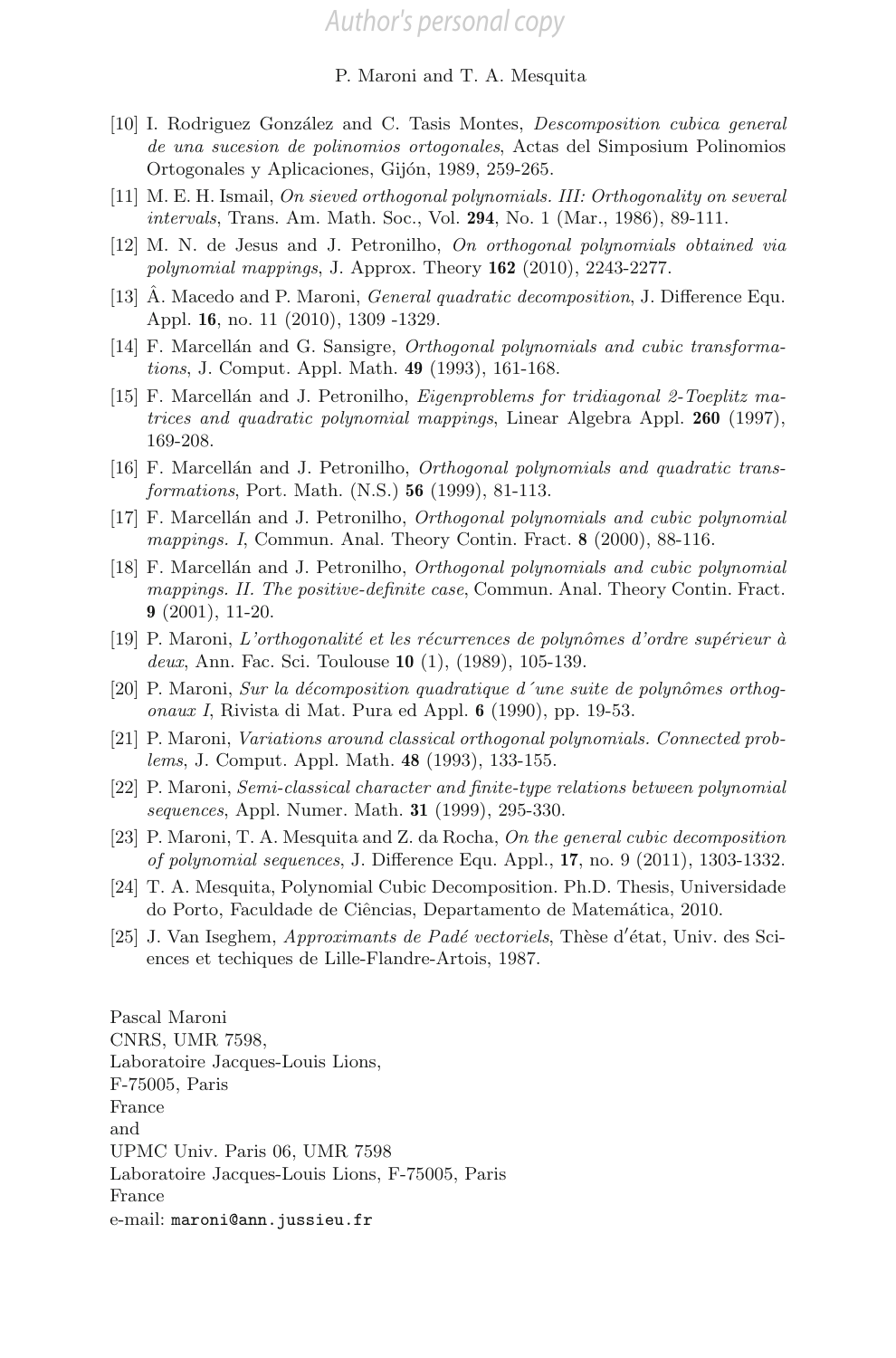[10] I. Rodriguez González and C. Tasis Montes, *Descomposition cubica general de una sucesion de polinomios ortogonales*, Actas del Simposium Polinomios Ortogonales y Aplicaciones, Gijón, 1989, 259-265.

[11] M. E. H. Ismail, *On sieved orthogonal polynomials. III: Orthogonality on several intervals*, Trans. Am. Math. Soc., Vol. **294**, No. 1 (Mar., 1986), 89-111.

[12] M. N. de Jesus and J. Petronilho, *On orthogonal polynomials obtained via polynomial mappings*, J. Approx. Theory **162** (2010), 2243-2277.

[13] Â. Macedo and P. Maroni, *General quadratic decomposition*, J. Difference Equ. Appl. **16**, no. 11 (2010), 1309 -1329.

[14] F. Marcellán and G. Sansigre, *Orthogonal polynomials and cubic transformations*, J. Comput. Appl. Math. **49** (1993), 161-168.

[15] F. Marcellán and J. Petronilho, *Eigenproblems for tridiagonal 2-Toeplitz matrices and quadratic polynomial mappings*, Linear Algebra Appl. **260** (1997), 169-208.

[16] F. Marcellán and J. Petronilho, *Orthogonal polynomials and quadratic transformations*, Port. Math. (N.S.) **56** (1999), 81-113.

[17] F. Marcellán and J. Petronilho, *Orthogonal polynomials and cubic polynomial mappings. I*, Commun. Anal. Theory Contin. Fract. **8** (2000), 88-116.

[18] F. Marcellán and J. Petronilho, *Orthogonal polynomials and cubic polynomial mappings. II. The positive-definite case*, Commun. Anal. Theory Contin. Fract. **9** (2001), 11-20.

[19] P. Maroni, *L'orthogonalité et les récurrences de polynômes d'ordre supérieur à deux*, Ann. Fac. Sci. Toulouse **10** (1), (1989), 105-139.

[20] P. Maroni, *Sur la décomposition quadratique d´une suite de polynômes orthogonaux I*, Rivista di Mat. Pura ed Appl. **6** (1990), pp. 19-53.

[21] P. Maroni, *Variations around classical orthogonal polynomials. Connected problems*, J. Comput. Appl. Math. **48** (1993), 133-155.

[22] P. Maroni, *Semi-classical character and finite-type relations between polynomial sequences*, Appl. Numer. Math. **31** (1999), 295-330.

[23] P. Maroni, T. A. Mesquita and Z. da Rocha, *On the general cubic decomposition of polynomial sequences*, J. Difference Equ. Appl., **17**, no. 9 (2011), 1303-1332.

[24] T. A. Mesquita, Polynomial Cubic Decomposition. Ph.D. Thesis, Universidade do Porto, Faculdade de Ciências, Departamento de Matemática, 2010.

[25] J. Van Iseghem, *Approximants de Padé vectoriels*, Thèse d′état, Univ. des Sciences et techiques de Lille-Flandre-Artois, 1987.

Pascal Maroni
CNRS, UMR 7598,
Laboratoire Jacques-Louis Lions,
F-75005, Paris
France
and
UPMC Univ. Paris 06, UMR 7598
Laboratoire Jacques-Louis Lions, F-75005, Paris
France
e-mail: maroni@ann.jussieu.fr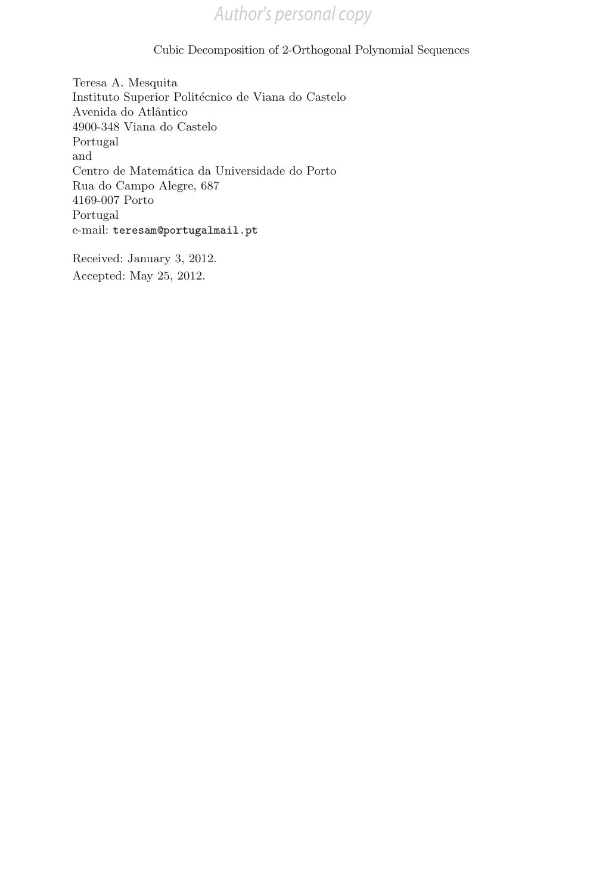Cubic Decomposition of 2-Orthogonal Polynomial Sequences

Teresa A. Mesquita
Instituto Superior Politécnico de Viana do Castelo
Avenida do Atlântico
4900-348 Viana do Castelo
Portugal
and
Centro de Matemática da Universidade do Porto
Rua do Campo Alegre, 687
4169-007 Porto
Portugal
e-mail: teresam@portugalmail.pt

Received: January 3, 2012.
Accepted: May 25, 2012.